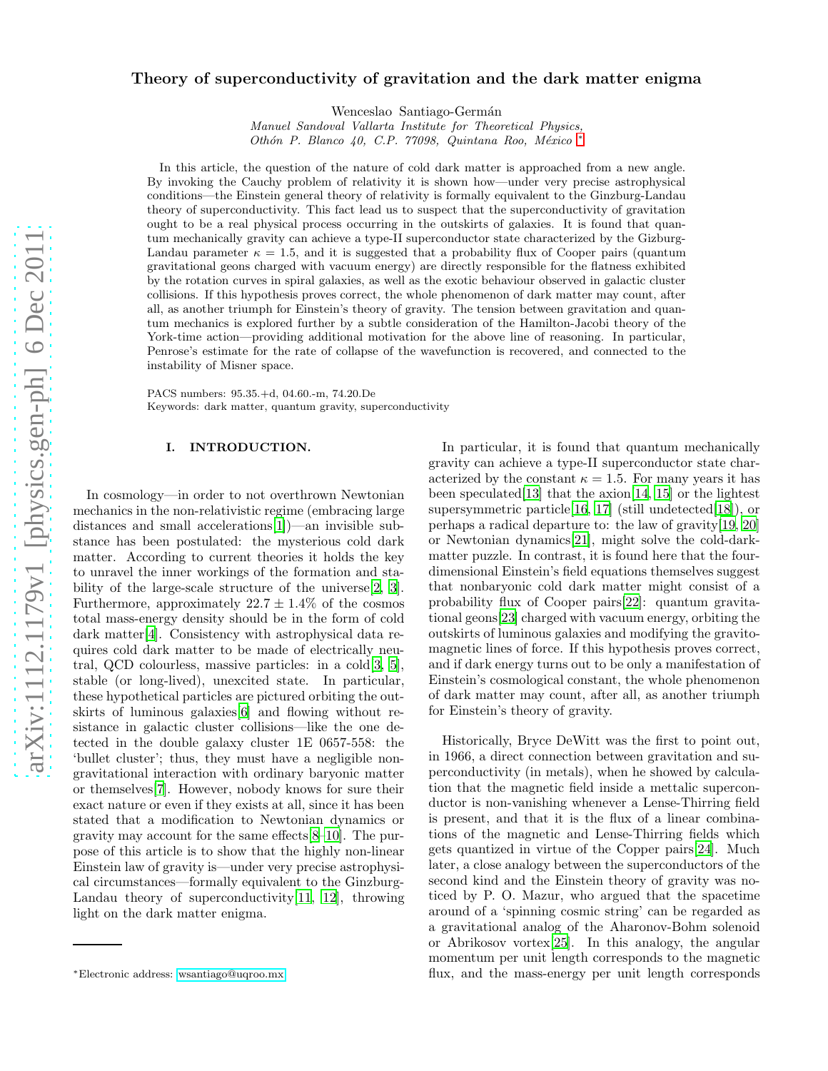# Theory of superconductivity of gravitation and the dark matter enigma

Wenceslao Santiago-Germán

*Manuel Sandoval Vallarta Institute for Theoretical Physics, Othón P. Blanco 40, C.P. 77098, Quintana Roo, México* *

In this article, the question of the nature of cold dark matter is approached from a new angle. By invoking the Cauchy problem of relativity it is shown how—under very precise astrophysical conditions—the Einstein general theory of relativity is formally equivalent to the Ginzburg-Landau theory of superconductivity. This fact lead us to suspect that the superconductivity of gravitation ought to be a real physical process occurring in the outskirts of galaxies. It is found that quantum mechanically gravity can achieve a type-II superconductor state characterized by the Gizburg-Landau parameter $\kappa = 1.5$, and it is suggested that a probability flux of Cooper pairs (quantum gravitational geons charged with vacuum energy) are directly responsible for the flatness exhibited by the rotation curves in spiral galaxies, as well as the exotic behaviour observed in galactic cluster collisions. If this hypothesis proves correct, the whole phenomenon of dark matter may count, after all, as another triumph for Einstein's theory of gravity. The tension between gravitation and quantum mechanics is explored further by a subtle consideration of the Hamilton-Jacobi theory of the York-time action—providing additional motivation for the above line of reasoning. In particular, Penrose's estimate for the rate of collapse of the wavefunction is recovered, and connected to the instability of Misner space.

PACS numbers: 95.35.+d, 04.60.-m, 74.20.De
Keywords: dark matter, quantum gravity, superconductivity

## I. INTRODUCTION.

In cosmology—in order to not overthrown Newtonian mechanics in the non-relativistic regime (embracing large distances and small accelerations[1])—an invisible substance has been postulated: the mysterious cold dark matter. According to current theories it holds the key to unravel the inner workings of the formation and stability of the large-scale structure of the universe[2, 3]. Furthermore, approximately $22.7 \pm 1.4\%$ of the cosmos total mass-energy density should be in the form of cold dark matter[4]. Consistency with astrophysical data requires cold dark matter to be made of electrically neutral, QCD colourless, massive particles: in a cold[3, 5], stable (or long-lived), unexcited state. In particular, these hypothetical particles are pictured orbiting the outskirts of luminous galaxies[6] and flowing without resistance in galactic cluster collisions—like the one detected in the double galaxy cluster 1E 0657-558: the 'bullet cluster'; thus, they must have a negligible non-gravitational interaction with ordinary baryonic matter or themselves[7]. However, nobody knows for sure their exact nature or even if they exists at all, since it has been stated that a modification to Newtonian dynamics or gravity may account for the same effects[8–10]. The purpose of this article is to show that the highly non-linear Einstein law of gravity is—under very precise astrophysical circumstances—formally equivalent to the Ginzburg-Landau theory of superconductivity[11, 12], throwing light on the dark matter enigma.

In particular, it is found that quantum mechanically gravity can achieve a type-II superconductor state characterized by the constant $\kappa = 1.5$. For many years it has been speculated[13] that the axion[14, 15] or the lightest supersymmetric particle[16, 17] (still undetected[18]), or perhaps a radical departure to: the law of gravity[19, 20] or Newtonian dynamics[21], might solve the cold-dark-matter puzzle. In contrast, it is found here that the four-dimensional Einstein's field equations themselves suggest that nonbaryonic cold dark matter might consist of a probability flux of Cooper pairs[22]: quantum gravitational geons[23] charged with vacuum energy, orbiting the outskirts of luminous galaxies and modifying the gravitomagnetic lines of force. If this hypothesis proves correct, and if dark energy turns out to be only a manifestation of Einstein's cosmological constant, the whole phenomenon of dark matter may count, after all, as another triumph for Einstein's theory of gravity.

Historically, Bryce DeWitt was the first to point out, in 1966, a direct connection between gravitation and superconductivity (in metals), when he showed by calculation that the magnetic field inside a mettalic superconductor is non-vanishing whenever a Lense-Thirring field is present, and that it is the flux of a linear combinations of the magnetic and Lense-Thirring fields which gets quantized in virtue of the Copper pairs[24]. Much later, a close analogy between the superconductors of the second kind and the Einstein theory of gravity was noticed by P. O. Mazur, who argued that the spacetime around of a 'spinning cosmic string' can be regarded as a gravitational analog of the Aharonov-Bohm solenoid or Abrikosov vortex[25]. In this analogy, the angular momentum per unit length corresponds to the magnetic flux, and the mass-energy per unit length corresponds

*Electronic address: wsantiago@uqroo.mx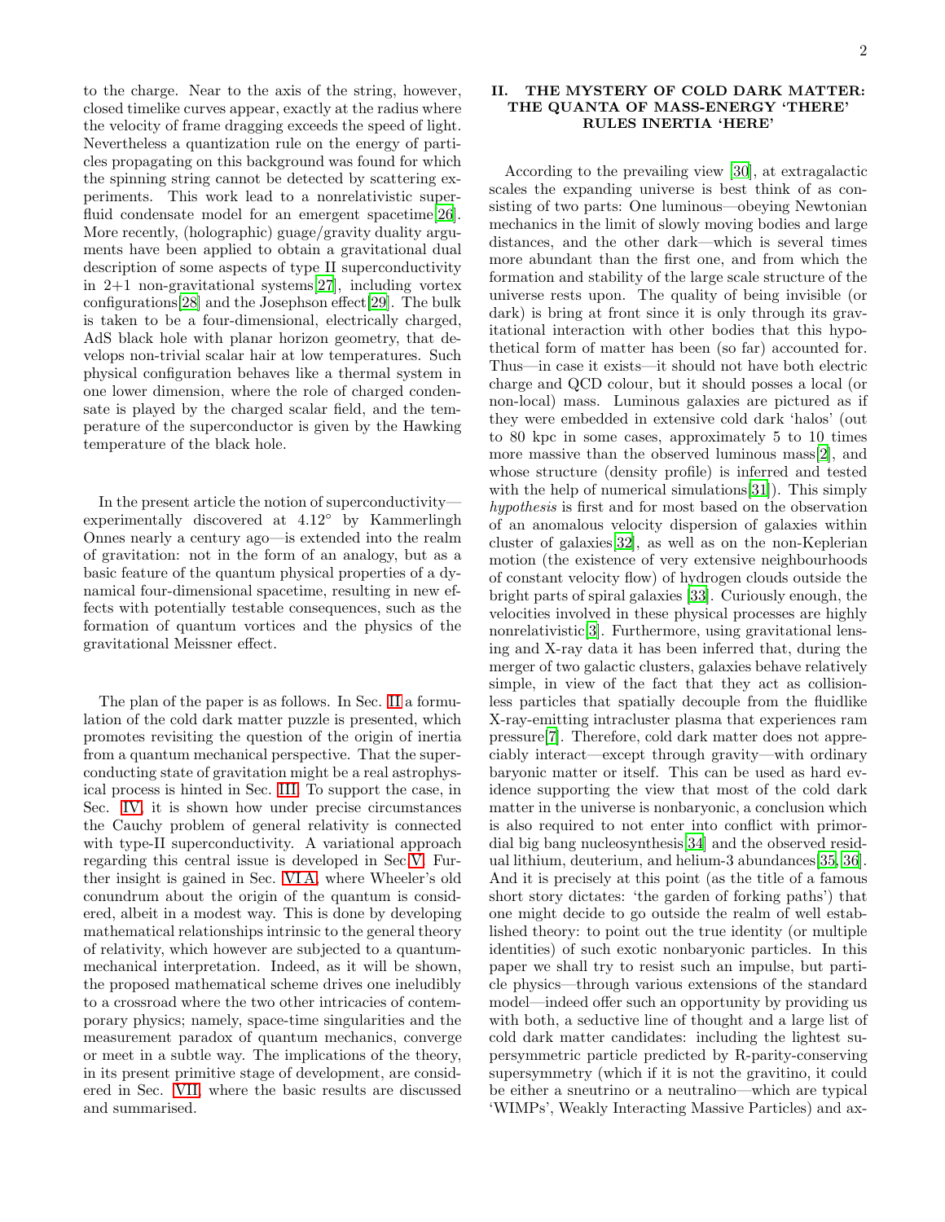to the charge. Near to the axis of the string, however, closed timelike curves appear, exactly at the radius where the velocity of frame dragging exceeds the speed of light. Nevertheless a quantization rule on the energy of particles propagating on this background was found for which the spinning string cannot be detected by scattering experiments. This work lead to a nonrelativistic superfluid condensate model for an emergent spacetime[26]. More recently, (holographic) guage/gravity duality arguments have been applied to obtain a gravitational dual description of some aspects of type II superconductivity in 2+1 non-gravitational systems[27], including vortex configurations[28] and the Josephson effect[29]. The bulk is taken to be a four-dimensional, electrically charged, AdS black hole with planar horizon geometry, that develops non-trivial scalar hair at low temperatures. Such physical configuration behaves like a thermal system in one lower dimension, where the role of charged condensate is played by the charged scalar field, and the temperature of the superconductor is given by the Hawking temperature of the black hole.

In the present article the notion of superconductivity—experimentally discovered at 4.12° by Kammerlingh Onnes nearly a century ago—is extended into the realm of gravitation: not in the form of an analogy, but as a basic feature of the quantum physical properties of a dynamical four-dimensional spacetime, resulting in new effects with potentially testable consequences, such as the formation of quantum vortices and the physics of the gravitational Meissner effect.

The plan of the paper is as follows. In Sec. II a formulation of the cold dark matter puzzle is presented, which promotes revisiting the question of the origin of inertia from a quantum mechanical perspective. That the superconducting state of gravitation might be a real astrophysical process is hinted in Sec. III. To support the case, in Sec. IV it is shown how under precise circumstances the Cauchy problem of general relativity is connected with type-II superconductivity. A variational approach regarding this central issue is developed in Sec V. Further insight is gained in Sec. VI A, where Wheeler's old conundrum about the origin of the quantum is considered, albeit in a modest way. This is done by developing mathematical relationships intrinsic to the general theory of relativity, which however are subjected to a quantum-mechanical interpretation. Indeed, as it will be shown, the proposed mathematical scheme drives one ineludibly to a crossroad where the two other intricacies of contemporary physics; namely, space-time singularities and the measurement paradox of quantum mechanics, converge or meet in a subtle way. The implications of the theory, in its present primitive stage of development, are considered in Sec. VII where the basic results are discussed and summarised.

## II. THE MYSTERY OF COLD DARK MATTER: THE QUANTA OF MASS-ENERGY 'THERE' RULES INERTIA 'HERE'

According to the prevailing view [30], at extragalactic scales the expanding universe is best think of as consisting of two parts: One luminous—obeying Newtonian mechanics in the limit of slowly moving bodies and large distances, and the other dark—which is several times more abundant than the first one, and from which the formation and stability of the large scale structure of the universe rests upon. The quality of being invisible (or dark) is bring at front since it is only through its gravitational interaction with other bodies that this hypothetical form of matter has been (so far) accounted for. Thus—in case it exists—it should not have both electric charge and QCD colour, but it should posses a local (or non-local) mass. Luminous galaxies are pictured as if they were embedded in extensive cold dark 'halos' (out to 80 kpc in some cases, approximately 5 to 10 times more massive than the observed luminous mass[2], and whose structure (density profile) is inferred and tested with the help of numerical simulations[31]). This simply *hypothesis* is first and for most based on the observation of an anomalous velocity dispersion of galaxies within cluster of galaxies[32], as well as on the non-Keplerian motion (the existence of very extensive neighbourhoods of constant velocity flow) of hydrogen clouds outside the bright parts of spiral galaxies [33]. Curiously enough, the velocities involved in these physical processes are highly nonrelativistic[3]. Furthermore, using gravitational lensing and X-ray data it has been inferred that, during the merger of two galactic clusters, galaxies behave relatively simple, in view of the fact that they act as collisionless particles that spatially decouple from the fluidlike X-ray-emitting intracluster plasma that experiences ram pressure[7]. Therefore, cold dark matter does not appreciably interact—except through gravity—with ordinary baryonic matter or itself. This can be used as hard evidence supporting the view that most of the cold dark matter in the universe is nonbaryonic, a conclusion which is also required to not enter into conflict with primordial big bang nucleosynthesis[34] and the observed residual lithium, deuterium, and helium-3 abundances[35, 36]. And it is precisely at this point (as the title of a famous short story dictates: 'the garden of forking paths') that one might decide to go outside the realm of well established theory: to point out the true identity (or multiple identities) of such exotic nonbaryonic particles. In this paper we shall try to resist such an impulse, but particle physics—through various extensions of the standard model—indeed offer such an opportunity by providing us with both, a seductive line of thought and a large list of cold dark matter candidates: including the lightest supersymmetric particle predicted by R-parity-conserving supersymmetry (which if it is not the gravitino, it could be either a sneutrino or a neutralino—which are typical 'WIMPs', Weakly Interacting Massive Particles) and ax-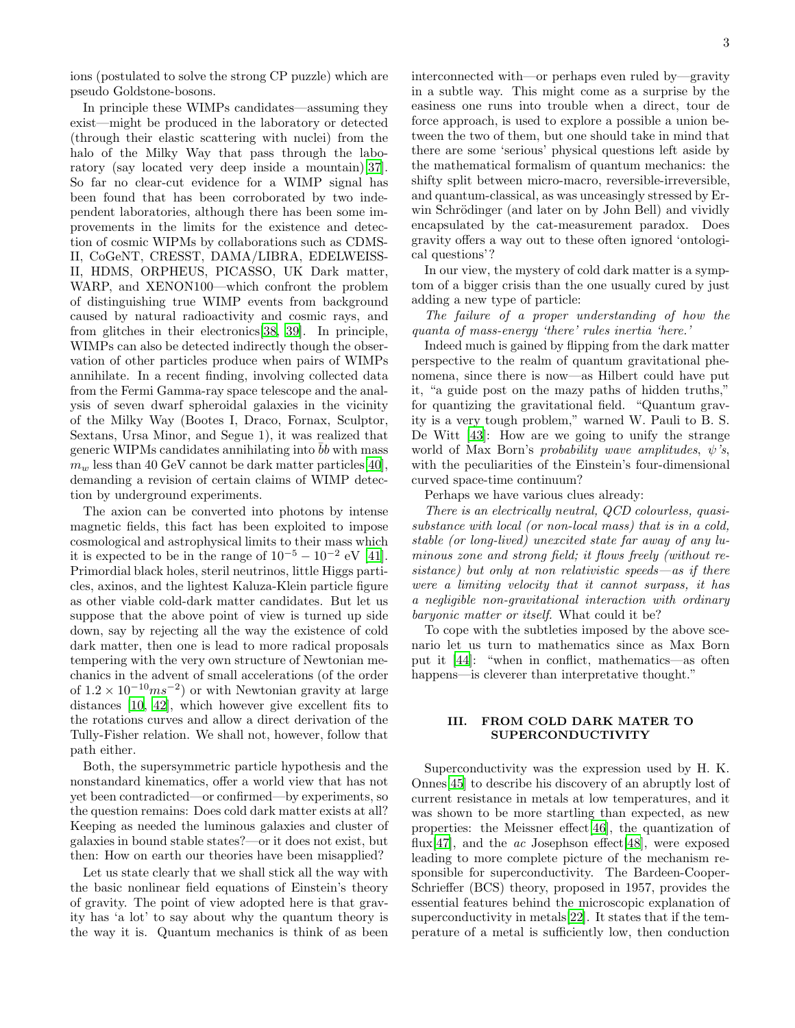ions (postulated to solve the strong CP puzzle) which are pseudo Goldstone-bosons.

In principle these WIMPs candidates—assuming they exist—might be produced in the laboratory or detected (through their elastic scattering with nuclei) from the halo of the Milky Way that pass through the laboratory (say located very deep inside a mountain)[37]. So far no clear-cut evidence for a WIMP signal has been found that has been corroborated by two independent laboratories, although there has been some improvements in the limits for the existence and detection of cosmic WIPMs by collaborations such as CDMS-II, CoGeNT, CRESST, DAMA/LIBRA, EDELWEISS-II, HDMS, ORPHEUS, PICASSO, UK Dark matter, WARP, and XENON100—which confront the problem of distinguishing true WIMP events from background caused by natural radioactivity and cosmic rays, and from glitches in their electronics[38, 39]. In principle, WIMPs can also be detected indirectly though the observation of other particles produce when pairs of WIMPs annihilate. In a recent finding, involving collected data from the Fermi Gamma-ray space telescope and the analysis of seven dwarf spheroidal galaxies in the vicinity of the Milky Way (Bootes I, Draco, Fornax, Sculptor, Sextans, Ursa Minor, and Segue 1), it was realized that generic WIPMs candidates annihilating into $\bar{b}b$ with mass $m_w$ less than 40 GeV cannot be dark matter particles[40], demanding a revision of certain claims of WIMP detection by underground experiments.

The axion can be converted into photons by intense magnetic fields, this fact has been exploited to impose cosmological and astrophysical limits to their mass which it is expected to be in the range of $10^{-5} - 10^{-2}$ eV [41]. Primordial black holes, steril neutrinos, little Higgs particles, axinos, and the lightest Kaluza-Klein particle figure as other viable cold-dark matter candidates. But let us suppose that the above point of view is turned up side down, say by rejecting all the way the existence of cold dark matter, then one is lead to more radical proposals tempering with the very own structure of Newtonian mechanics in the advent of small accelerations (of the order of $1.2 \times 10^{-10} ms^{-2}$) or with Newtonian gravity at large distances [10, 42], which however give excellent fits to the rotations curves and allow a direct derivation of the Tully-Fisher relation. We shall not, however, follow that path either.

Both, the supersymmetric particle hypothesis and the nonstandard kinematics, offer a world view that has not yet been contradicted—or confirmed—by experiments, so the question remains: Does cold dark matter exists at all? Keeping as needed the luminous galaxies and cluster of galaxies in bound stable states?—or it does not exist, but then: How on earth our theories have been misapplied?

Let us state clearly that we shall stick all the way with the basic nonlinear field equations of Einstein's theory of gravity. The point of view adopted here is that gravity has 'a lot' to say about why the quantum theory is the way it is. Quantum mechanics is think of as been interconnected with—or perhaps even ruled by—gravity in a subtle way. This might come as a surprise by the easiness one runs into trouble when a direct, tour de force approach, is used to explore a possible a union between the two of them, but one should take in mind that there are some 'serious' physical questions left aside by the mathematical formalism of quantum mechanics: the shifty split between micro-macro, reversible-irreversible, and quantum-classical, as was unceasingly stressed by Erwin Schrödinger (and later on by John Bell) and vividly encapsulated by the cat-measurement paradox. Does gravity offers a way out to these often ignored 'ontological questions'?

In our view, the mystery of cold dark matter is a symptom of a bigger crisis than the one usually cured by just adding a new type of particle:

*The failure of a proper understanding of how the quanta of mass-energy 'there' rules inertia 'here.'*

Indeed much is gained by flipping from the dark matter perspective to the realm of quantum gravitational phenomena, since there is now—as Hilbert could have put it, "a guide post on the mazy paths of hidden truths," for quantizing the gravitational field. "Quantum gravity is a very tough problem," warned W. Pauli to B. S. De Witt [43]: How are we going to unify the strange world of Max Born's *probability wave amplitudes*, $\psi$*'s*, with the peculiarities of the Einstein's four-dimensional curved space-time continuum?

Perhaps we have various clues already:

*There is an electrically neutral, QCD colourless, quasi-substance with local (or non-local mass) that is in a cold, stable (or long-lived) unexcited state far away of any luminous zone and strong field; it flows freely (without resistance) but only at non relativistic speeds—as if there were a limiting velocity that it cannot surpass, it has a negligible non-gravitational interaction with ordinary baryonic matter or itself.* What could it be?

To cope with the subtleties imposed by the above scenario let us turn to mathematics since as Max Born put it [44]: "when in conflict, mathematics—as often happens—is cleverer than interpretative thought."

## III. FROM COLD DARK MATER TO SUPERCONDUCTIVITY

Superconductivity was the expression used by H. K. Onnes[45] to describe his discovery of an abruptly lost of current resistance in metals at low temperatures, and it was shown to be more startling than expected, as new properties: the Meissner effect[46], the quantization of flux[47], and the *ac* Josephson effect[48], were exposed leading to more complete picture of the mechanism responsible for superconductivity. The Bardeen-Cooper-Schrieffer (BCS) theory, proposed in 1957, provides the essential features behind the microscopic explanation of superconductivity in metals[22]. It states that if the temperature of a metal is sufficiently low, then conduction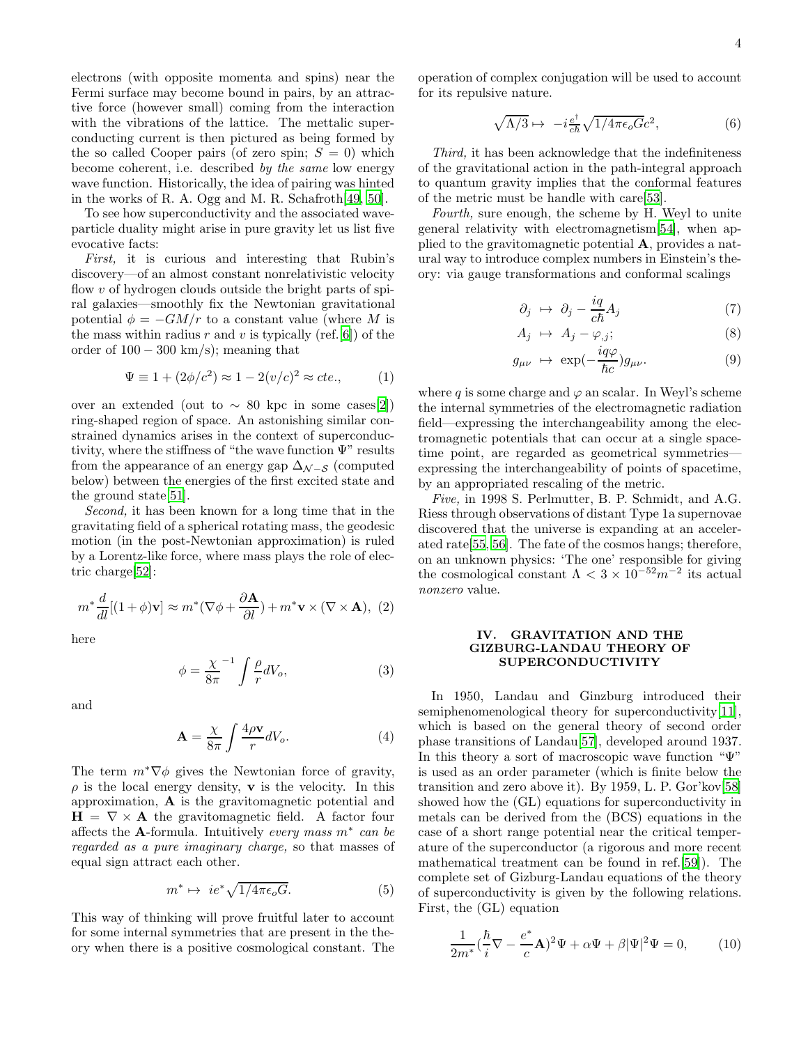electrons (with opposite momenta and spins) near the Fermi surface may become bound in pairs, by an attractive force (however small) coming from the interaction with the vibrations of the lattice. The mettalic superconducting current is then pictured as being formed by the so called Cooper pairs (of zero spin; $S = 0$) which become coherent, i.e. described *by the same* low energy wave function. Historically, the idea of pairing was hinted in the works of R. A. Ogg and M. R. Schafroth[49, 50].

To see how superconductivity and the associated wave-particle duality might arise in pure gravity let us list five evocative facts:

*First,* it is curious and interesting that Rubin's discovery—of an almost constant nonrelativistic velocity flow $v$ of hydrogen clouds outside the bright parts of spiral galaxies—smoothly fix the Newtonian gravitational potential $\phi = -GM/r$ to a constant value (where $M$ is the mass within radius $r$ and $v$ is typically (ref.[6]) of the order of $100 - 300$ km/s); meaning that

$$\Psi \equiv 1 + (2\phi/c^2) \approx 1 - 2(v/c)^2 \approx cte., \tag{1}$$

over an extended (out to $\sim$ 80 kpc in some cases[2]) ring-shaped region of space. An astonishing similar constrained dynamics arises in the context of superconductivity, where the stiffness of "the wave function $\Psi$" results from the appearance of an energy gap $\Delta_{\mathcal{N}-\mathcal{S}}$ (computed below) between the energies of the first excited state and the ground state[51].

*Second,* it has been known for a long time that in the gravitating field of a spherical rotating mass, the geodesic motion (in the post-Newtonian approximation) is ruled by a Lorentz-like force, where mass plays the role of electric charge[52]:

$$m^* \frac{d}{dl}[(1+\phi)\mathbf{v}] \approx m^*(\nabla\phi + \frac{\partial \mathbf{A}}{\partial l}) + m^* \mathbf{v} \times (\nabla \times \mathbf{A}), \tag{2}$$

here

$$\phi = \frac{\chi}{8\pi}^{-1} \int \frac{\rho}{r} dV_o, \tag{3}$$

and

$$\mathbf{A} = \frac{\chi}{8\pi} \int \frac{4\rho\mathbf{v}}{r} dV_o. \tag{4}$$

The term $m^*\nabla\phi$ gives the Newtonian force of gravity, $\rho$ is the local energy density, $\mathbf{v}$ is the velocity. In this approximation, $\mathbf{A}$ is the gravitomagnetic potential and $\mathbf{H} = \nabla \times \mathbf{A}$ the gravitomagnetic field. A factor four affects the $\mathbf{A}$-formula. Intuitively *every mass $m^*$ can be regarded as a pure imaginary charge,* so that masses of equal sign attract each other.

$$m^* \mapsto \; ie^* \sqrt{1/4\pi\epsilon_o G}. \tag{5}$$

This way of thinking will prove fruitful later to account for some internal symmetries that are present in the theory when there is a positive cosmological constant. The operation of complex conjugation will be used to account for its repulsive nature.

$$\sqrt{\Lambda/3} \mapsto \; -i\frac{e^\dagger}{c\hbar}\sqrt{1/4\pi\epsilon_o G}c^2, \tag{6}$$

*Third,* it has been acknowledge that the indefiniteness of the gravitational action in the path-integral approach to quantum gravity implies that the conformal features of the metric must be handle with care[53].

*Fourth,* sure enough, the scheme by H. Weyl to unite general relativity with electromagnetism[54], when applied to the gravitomagnetic potential $\mathbf{A}$, provides a natural way to introduce complex numbers in Einstein's theory: via gauge transformations and conformal scalings

$$\partial_j \;\mapsto\; \partial_j - \frac{iq}{c\hbar}A_j \tag{7}$$

$$A_j \;\mapsto\; A_j - \varphi_{,j}; \tag{8}$$

$$g_{\mu\nu} \;\mapsto\; \exp(-\frac{iq\varphi}{\hbar c})g_{\mu\nu}. \tag{9}$$

where $q$ is some charge and $\varphi$ an scalar. In Weyl's scheme the internal symmetries of the electromagnetic radiation field—expressing the interchangeability among the electromagnetic potentials that can occur at a single spacetime point, are regarded as geometrical symmetries—expressing the interchangeability of points of spacetime, by an appropriated rescaling of the metric.

*Five,* in 1998 S. Perlmutter, B. P. Schmidt, and A.G. Riess through observations of distant Type 1a supernovae discovered that the universe is expanding at an accelerated rate[55, 56]. The fate of the cosmos hangs; therefore, on an unknown physics: 'The one' responsible for giving the cosmological constant $\Lambda < 3 \times 10^{-52} m^{-2}$ its actual *nonzero* value.

## IV. GRAVITATION AND THE GIZBURG-LANDAU THEORY OF SUPERCONDUCTIVITY

In 1950, Landau and Ginzburg introduced their semiphenomenological theory for superconductivity[11], which is based on the general theory of second order phase transitions of Landau[57], developed around 1937. In this theory a sort of macroscopic wave function "$\Psi$" is used as an order parameter (which is finite below the transition and zero above it). By 1959, L. P. Gor'kov[58] showed how the (GL) equations for superconductivity in metals can be derived from the (BCS) equations in the case of a short range potential near the critical temperature of the superconductor (a rigorous and more recent mathematical treatment can be found in ref.[59]). The complete set of Gizburg-Landau equations of the theory of superconductivity is given by the following relations. First, the (GL) equation

$$\frac{1}{2m^*}(\frac{\hbar}{i}\nabla - \frac{e^*}{c}\mathbf{A})^2\Psi + \alpha\Psi + \beta|\Psi|^2\Psi = 0, \tag{10}$$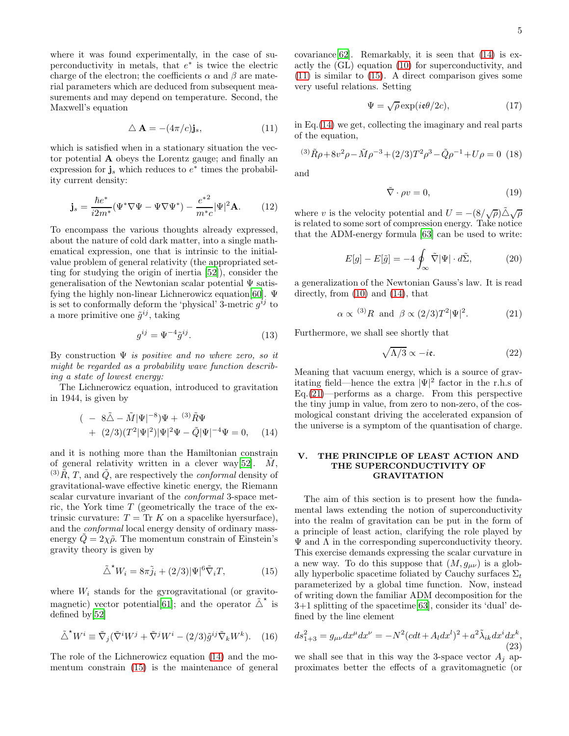where it was found experimentally, in the case of superconductivity in metals, that $e^*$ is twice the electric charge of the electron; the coefficients $\alpha$ and $\beta$ are material parameters which are deduced from subsequent measurements and may depend on temperature. Second, the Maxwell's equation

$$\triangle \mathbf{A} = -(4\pi/c)\mathbf{j}_s, \tag{11}$$

which is satisfied when in a stationary situation the vector potential $\mathbf{A}$ obeys the Lorentz gauge; and finally an expression for $\mathbf{j}_s$ which reduces to $e^*$ times the probability current density:

$$\mathbf{j}_s = \frac{\hbar e^*}{i2m^*}(\Psi^*\nabla\Psi - \Psi\nabla\Psi^*) - \frac{e^{*2}}{m^*c}|\Psi|^2\mathbf{A}. \tag{12}$$

To encompass the various thoughts already expressed, about the nature of cold dark matter, into a single mathematical expression, one that is intrinsic to the initial-value problem of general relativity (the appropriated setting for studying the origin of inertia [52]), consider the generalisation of the Newtonian scalar potential $\Psi$ satisfying the highly non-linear Lichnerowicz equation[60]. $\Psi$ is set to conformally deform the 'physical' 3-metric $g^{ij}$ to a more primitive one $\tilde{g}^{ij}$, taking

$$g^{ij} = \Psi^{-4}\tilde{g}^{ij}. \tag{13}$$

By construction $\Psi$ *is positive and no where zero, so it might be regarded as a probability wave function describing a state of lowest energy:*

The Lichnerowicz equation, introduced to gravitation in 1944, is given by

$$\begin{aligned}( &- 8\tilde{\triangle} - \tilde{M}|\Psi|^{-8})\Psi + {}^{(3)}\tilde{R}\Psi \\ &+ (2/3)(T^2|\Psi|^2)|\Psi|^2\Psi - \tilde{Q}|\Psi|^{-4}\Psi = 0,\end{aligned} \tag{14}$$

and it is nothing more than the Hamiltonian constrain of general relativity written in a clever way[52]. $\tilde{M}$, ${}^{(3)}\tilde{R}$, $T$, and $\tilde{Q}$, are respectively the *conformal* density of gravitational-wave effective kinetic energy, the Riemann scalar curvature invariant of the *conformal* 3-space metric, the York time $T$ (geometrically the trace of the extrinsic curvature: $T = \mathrm{Tr}\ K$ on a spacelike hyersurface), and the *conformal* local energy density of ordinary mass-energy $\tilde{Q} = 2\chi\tilde{\rho}$. The momentum constrain of Einstein's gravity theory is given by

$$\tilde{\triangle}^\star W_i = 8\pi\tilde{j}_i + (2/3)|\Psi|^6\tilde{\nabla}_i T, \tag{15}$$

where $W_i$ stands for the gyrogravitational (or gravitomagnetic) vector potential[61]; and the operator $\tilde{\triangle}^\star$ is defined by[52]

$$\tilde{\triangle}^\star W^i \equiv \tilde{\nabla}_j(\tilde{\nabla}^i W^j + \tilde{\nabla}^j W^i - (2/3)\tilde{g}^{ij}\tilde{\nabla}_k W^k). \tag{16}$$

The role of the Lichnerowicz equation (14) and the momentum constrain (15) is the maintenance of general covariance[62]. Remarkably, it is seen that (14) is exactly the (GL) equation (10) for superconductivity, and (11) is similar to (15). A direct comparison gives some very useful relations. Setting

$$\Psi = \sqrt{\rho}\exp(i\mathfrak{e}\theta/2c), \tag{17}$$

in Eq.(14) we get, collecting the imaginary and real parts of the equation,

$${}^{(3)}\tilde{R}\rho + 8v^2\rho - \tilde{M}\rho^{-3} + (2/3)T^2\rho^3 - \tilde{Q}\rho^{-1} + U\rho = 0 \tag{18}$$

and

$$\tilde{\nabla}\cdot\rho v = 0, \tag{19}$$

where $v$ is the velocity potential and $U = -(8/\sqrt{\rho})\tilde{\triangle}\sqrt{\rho}$ is related to some sort of compression energy. Take notice that the ADM-energy formula [63] can be used to write:

$$E[g] - E[\tilde{g}] = -4\oint_\infty \tilde{\nabla}|\Psi|\cdot d\tilde{\Sigma}, \tag{20}$$

a generalization of the Newtonian Gauss's law. It is read directly, from (10) and (14), that

$$\alpha \propto {}^{(3)}R \ \text{ and } \ \beta \propto (2/3)T^2|\Psi|^2. \tag{21}$$

Furthermore, we shall see shortly that

$$\sqrt{\Lambda/3} \propto -i\mathfrak{e}. \tag{22}$$

Meaning that vacuum energy, which is a source of gravitating field—hence the extra $|\Psi|^2$ factor in the r.h.s of Eq.(21)—performs as a charge. From this perspective the tiny jump in value, from zero to non-zero, of the cosmological constant driving the accelerated expansion of the universe is a symptom of the quantisation of charge.

## V. THE PRINCIPLE OF LEAST ACTION AND THE SUPERCONDUCTIVITY OF GRAVITATION

The aim of this section is to present how the fundamental laws extending the notion of superconductivity into the realm of gravitation can be put in the form of a principle of least action, clarifying the role played by $\Psi$ and $\Lambda$ in the corresponding superconductivity theory. This exercise demands expressing the scalar curvature in a new way. To do this suppose that $(M, g_{\mu\nu})$ is a globally hyperbolic spacetime foliated by Cauchy surfaces $\Sigma_t$ parameterized by a global time function. Now, instead of writing down the familiar ADM decomposition for the 3+1 splitting of the spacetime[63], consider its 'dual' defined by the line element

$$ds^2_{1+3} = g_{\mu\nu}dx^\mu dx^\nu = -N^2(cdt + A_l dx^l)^2 + a^2\tilde{\lambda}_{ik}dx^i dx^k, \tag{23}$$

we shall see that in this way the 3-space vector $A_j$ approximates better the effects of a gravitomagnetic (or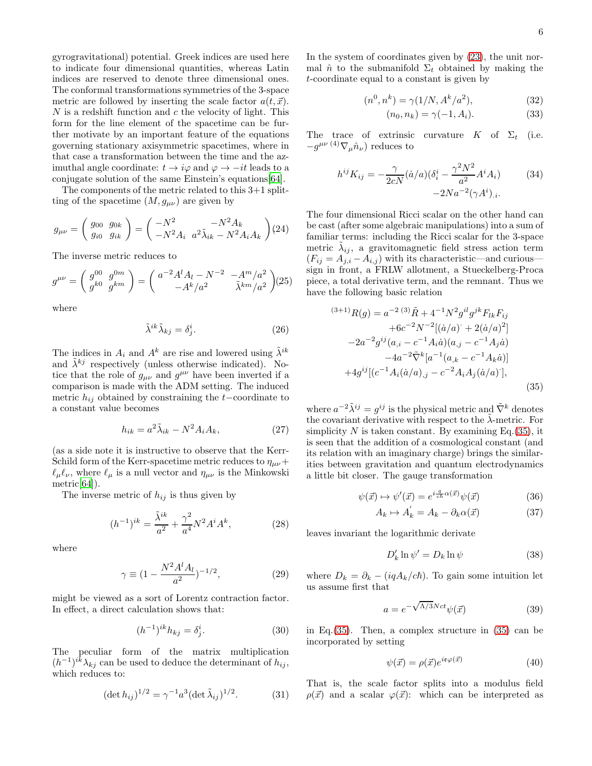gyrogravitational) potential. Greek indices are used here to indicate four dimensional quantities, whereas Latin indices are reserved to denote three dimensional ones. The conformal transformations symmetries of the 3-space metric are followed by inserting the scale factor $a(t, \vec{x})$. $N$ is a redshift function and $c$ the velocity of light. This form for the line element of the spacetime can be further motivate by an important feature of the equations governing stationary axisymmetric spacetimes, where in that case a transformation between the time and the azimuthal angle coordinate: $t \to i\varphi$ and $\varphi \to -it$ leads to a conjugate solution of the same Einstein's equations[64].

The components of the metric related to this 3+1 splitting of the spacetime $(M, g_{\mu\nu})$ are given by

$$g_{\mu\nu} = \begin{pmatrix} g_{00} & g_{0k} \\ g_{i0} & g_{ik} \end{pmatrix} = \begin{pmatrix} -N^2 & -N^2 A_k \\ -N^2 A_i & a^2\tilde{\lambda}_{ik} - N^2 A_i A_k \end{pmatrix} \quad (24)$$

The inverse metric reduces to

$$g^{\mu\nu} = \begin{pmatrix} g^{00} & g^{0m} \\ g^{k0} & g^{km} \end{pmatrix} = \begin{pmatrix} a^{-2}A^l A_l - N^{-2} & -A^m/a^2 \\ -A^k/a^2 & \tilde{\lambda}^{km}/a^2 \end{pmatrix} \quad (25)$$

where

$$\tilde{\lambda}^{ik}\tilde{\lambda}_{kj} = \delta^i_j. \quad (26)$$

The indices in $A_i$ and $A^k$ are rise and lowered using $\tilde{\lambda}^{ik}$ and $\tilde{\lambda}^{kj}$ respectively (unless otherwise indicated). Notice that the role of $g_{\mu\nu}$ and $g^{\mu\nu}$ have been inverted if a comparison is made with the ADM setting. The induced metric $h_{ij}$ obtained by constraining the $t-$coordinate to a constant value becomes

$$h_{ik} = a^2\tilde{\lambda}_{ik} - N^2 A_i A_k, \quad (27)$$

(as a side note it is instructive to observe that the Kerr-Schild form of the Kerr-spacetime metric reduces to $\eta_{\mu\nu} + \ell_\mu \ell_\nu$, where $\ell_\mu$ is a null vector and $\eta_{\mu\nu}$ is the Minkowski metric[64]).

The inverse metric of $h_{ij}$ is thus given by

$$(h^{-1})^{ik} = \frac{\tilde{\lambda}^{ik}}{a^2} + \frac{\gamma^2}{a^4}N^2 A^i A^k, \quad (28)$$

where

$$\gamma \equiv (1 - \frac{N^2 A^l A_l}{a^2})^{-1/2}, \quad (29)$$

might be viewed as a sort of Lorentz contraction factor. In effect, a direct calculation shows that:

$$(h^{-1})^{ik} h_{kj} = \delta^i_j. \quad (30)$$

The peculiar form of the matrix multiplication $(h^{-1})^{ik}\lambda_{kj}$ can be used to deduce the determinant of $h_{ij}$, which reduces to:

$$(\det h_{ij})^{1/2} = \gamma^{-1} a^3 (\det \tilde{\lambda}_{ij})^{1/2}. \quad (31)$$

In the system of coordinates given by (23), the unit normal $\hat{n}$ to the submanifold $\Sigma_t$ obtained by making the $t$-coordinate equal to a constant is given by

$$(n^0, n^k) = \gamma(1/N, A^k/a^2), \quad (32)$$

$$(n_0, n_k) = \gamma(-1, A_i). \quad (33)$$

The trace of extrinsic curvature $K$ of $\Sigma_t$ (i.e. $-g^{\mu\nu}\,{}^{(4)}\nabla_\mu \hat{n}_\nu$) reduces to

$$h^{ij}K_{ij} = -\frac{\gamma}{2cN}(\dot{a}/a)(\delta^i_i - \frac{\gamma^2 N^2}{a^2}A^i A_i) \quad (34)$$
$$-2Na^{-2}(\gamma A^i)_{,i}.$$

The four dimensional Ricci scalar on the other hand can be cast (after some algebraic manipulations) into a sum of familiar terms: including the Ricci scalar for the 3-space metric $\tilde{\lambda}_{ij}$, a gravitomagnetic field stress action term ($F_{ij} = A_{j,i} - A_{i,j}$) with its characteristic—and curious—sign in front, a FRLW allotment, a Stueckelberg-Proca piece, a total derivative term, and the remnant. Thus we have the following basic relation

$$\begin{aligned}{}^{(3+1)}R(g) = a^{-2}\,{}^{(3)}\tilde{R} + 4^{-1}N^2 g^{il}g^{jk}F_{lk}F_{ij} \\ +6c^{-2}N^{-2}[(\dot{a}/a)^{\cdot} + 2(\dot{a}/a)^2] \\ -2a^{-2}g^{ij}(a_{,i} - c^{-1}A_i\dot{a})(a_{,j} - c^{-1}A_j\dot{a}) \\ -4a^{-2}\tilde{\nabla}^k[a^{-1}(a_{,k} - c^{-1}A_k\dot{a})] \\ +4g^{ij}[(c^{-1}A_i(\dot{a}/a)_{,j} - c^{-2}A_iA_j(\dot{a}/a)^{\cdot}],\end{aligned} \quad (35)$$

where $a^{-2}\tilde{\lambda}^{ij} = g^{ij}$ is the physical metric and $\tilde{\nabla}^k$ denotes the covariant derivative with respect to the $\tilde{\lambda}$-metric. For simplicity $N$ is taken constant. By examining Eq.(35), it is seen that the addition of a cosmological constant (and its relation with an imaginary charge) brings the similarities between gravitation and quantum electrodynamics a little bit closer. The gauge transformation

$$\psi(\vec{x}) \mapsto \psi'(\vec{x}) = e^{i\frac{q}{c\hbar}\alpha(\vec{x})}\psi(\vec{x}) \quad (36)$$

$$A_k \mapsto A_k^{'} = A_k - \partial_k\alpha(\vec{x}) \quad (37)$$

leaves invariant the logarithmic derivate

$$D_k^{'}\ln\psi' = D_k\ln\psi \quad (38)$$

where $D_k = \partial_k - (iqA_k/c\hbar)$. To gain some intuition let us assume first that

$$a = e^{-\sqrt{\Lambda/3}Nct}\psi(\vec{x}) \quad (39)$$

in Eq.(35). Then, a complex structure in (35) can be incorporated by setting

$$\psi(\vec{x}) = \rho(\vec{x})e^{i\mathfrak{e}\varphi(\vec{x})} \quad (40)$$

That is, the scale factor splits into a modulus field $\rho(\vec{x})$ and a scalar $\varphi(\vec{x})$: which can be interpreted as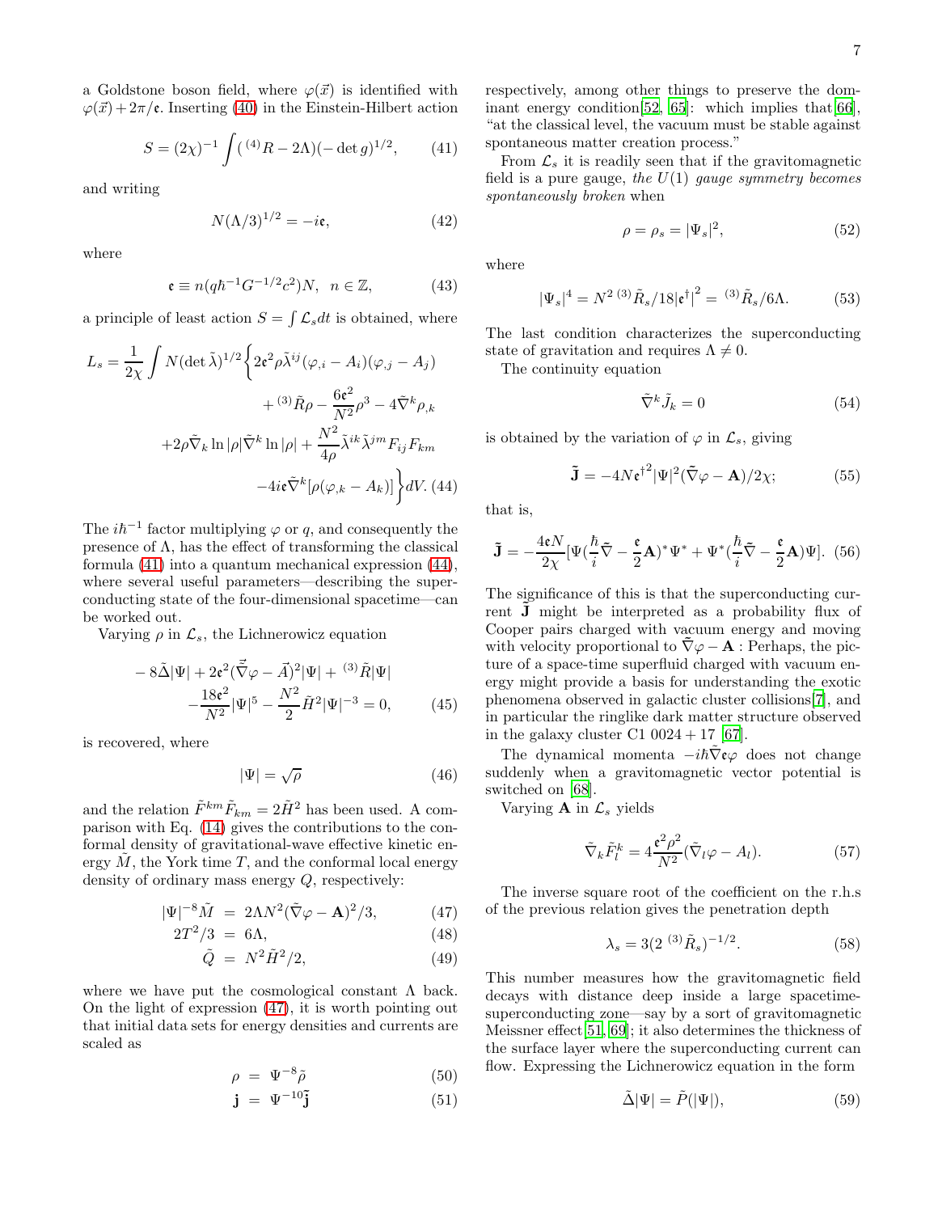a Goldstone boson field, where $\varphi(\vec{x})$ is identified with $\varphi(\vec{x})+2\pi/\mathfrak{e}$. Inserting (40) in the Einstein-Hilbert action

$$S = (2\chi)^{-1} \int ({}^{(4)}R - 2\Lambda)(-\det g)^{1/2}, \tag{41}$$

and writing

$$N(\Lambda/3)^{1/2} = -i\mathfrak{e}, \tag{42}$$

where

$$\mathfrak{e} \equiv n(q\hbar^{-1}G^{-1/2}c^2)N, \ \ n \in \mathbb{Z}, \tag{43}$$

a principle of least action $S = \int \mathcal{L}_s dt$ is obtained, where

$$\begin{aligned} L_s = \frac{1}{2\chi} \int N(\det\tilde{\lambda})^{1/2} \bigg\{ & 2\mathfrak{e}^2 \rho \tilde{\lambda}^{ij}(\varphi_{,i} - A_i)(\varphi_{,j} - A_j) \\ & + {}^{(3)}\tilde{R}\rho - \frac{6\mathfrak{e}^2}{N^2}\rho^3 - 4\tilde{\nabla}^k \rho_{,k} \\ + 2\rho \tilde{\nabla}_k \ln|\rho| \tilde{\nabla}^k \ln|\rho| & + \frac{N^2}{4\rho}\tilde{\lambda}^{ik}\tilde{\lambda}^{jm}F_{ij}F_{km} \\ & - 4i\mathfrak{e}\tilde{\nabla}^k[\rho(\varphi_{,k} - A_k)] \bigg\} dV. \end{aligned} \tag{44}$$

The $i\hbar^{-1}$ factor multiplying $\varphi$ or $q$, and consequently the presence of $\Lambda$, has the effect of transforming the classical formula (41) into a quantum mechanical expression (44), where several useful parameters—describing the superconducting state of the four-dimensional spacetime—can be worked out.

Varying $\rho$ in $\mathcal{L}_s$, the Lichnerowicz equation

$$\begin{aligned} -8\tilde{\Delta}|\Psi| + 2\mathfrak{e}^2(\vec{\tilde{\nabla}}\varphi - \vec{A})^2|\Psi| + {}^{(3)}\tilde{R}|\Psi| \\ -\frac{18\mathfrak{e}^2}{N^2}|\Psi|^5 - \frac{N^2}{2}\tilde{H}^2|\Psi|^{-3} = 0, \end{aligned} \tag{45}$$

is recovered, where

$$|\Psi| = \sqrt{\rho} \tag{46}$$

and the relation $\tilde{F}^{km}\tilde{F}_{km} = 2\tilde{H}^2$ has been used. A comparison with Eq. (14) gives the contributions to the conformal density of gravitational-wave effective kinetic energy $\tilde{M}$, the York time $T$, and the conformal local energy density of ordinary mass energy $Q$, respectively:

$$|\Psi|^{-8}\tilde{M} = 2\Lambda N^2(\tilde{\nabla}\varphi - \mathbf{A})^2/3, \tag{47}$$

$$2T^2/3 = 6\Lambda, \tag{48}$$

$$\tilde{Q} = N^2\tilde{H}^2/2, \tag{49}$$

where we have put the cosmological constant $\Lambda$ back. On the light of expression (47), it is worth pointing out that initial data sets for energy densities and currents are scaled as

$$\rho = \Psi^{-8}\tilde{\rho} \tag{50}$$

$$\mathbf{j} = \Psi^{-10}\tilde{\mathbf{j}} \tag{51}$$

respectively, among other things to preserve the dominant energy condition[52, 65]: which implies that[66], "at the classical level, the vacuum must be stable against spontaneous matter creation process."

From $\mathcal{L}_s$ it is readily seen that if the gravitomagnetic field is a pure gauge, *the* $U(1)$ *gauge symmetry becomes spontaneously broken* when

$$\rho = \rho_s = |\Psi_s|^2, \tag{52}$$

where

$$|\Psi_s|^4 = N^2\, {}^{(3)}\tilde{R}_s/18|\mathfrak{e}^\dagger|^2 = {}^{(3)}\tilde{R}_s/6\Lambda. \tag{53}$$

The last condition characterizes the superconducting state of gravitation and requires $\Lambda \neq 0$.

The continuity equation

$$\tilde{\nabla}^k \tilde{J}_k = 0 \tag{54}$$

is obtained by the variation of $\varphi$ in $\mathcal{L}_s$, giving

$$\tilde{\mathbf{J}} = -4N{\mathfrak{e}^\dagger}^2|\Psi|^2(\tilde{\nabla}\varphi - \mathbf{A})/2\chi; \tag{55}$$

that is,

$$\tilde{\mathbf{J}} = -\frac{4\mathfrak{e}N}{2\chi}[\Psi(\frac{\hbar}{i}\tilde{\nabla} - \frac{\mathfrak{e}}{2}\mathbf{A})^*\Psi^* + \Psi^*(\frac{\hbar}{i}\tilde{\nabla} - \frac{\mathfrak{e}}{2}\mathbf{A})\Psi]. \tag{56}$$

The significance of this is that the superconducting current $\tilde{\mathbf{J}}$ might be interpreted as a probability flux of Cooper pairs charged with vacuum energy and moving with velocity proportional to $\tilde{\nabla}\varphi - \mathbf{A}$ : Perhaps, the picture of a space-time superfluid charged with vacuum energy might provide a basis for understanding the exotic phenomena observed in galactic cluster collisions[7], and in particular the ringlike dark matter structure observed in the galaxy cluster C1 $0024+17$ [67].

The dynamical momenta $-i\hbar\tilde{\nabla}\mathfrak{e}\varphi$ does not change suddenly when a gravitomagnetic vector potential is switched on [68].

Varying $\mathbf{A}$ in $\mathcal{L}_s$ yields

$$\tilde{\nabla}_k \tilde{F}^k_l = 4\frac{\mathfrak{e}^2\rho^2}{N^2}(\tilde{\nabla}_l\varphi - A_l). \tag{57}$$

The inverse square root of the coefficient on the r.h.s of the previous relation gives the penetration depth

$$\lambda_s = 3(2\ {}^{(3)}\tilde{R}_s)^{-1/2}. \tag{58}$$

This number measures how the gravitomagnetic field decays with distance deep inside a large spacetime-superconducting zone—say by a sort of gravitomagnetic Meissner effect[51, 69]; it also determines the thickness of the surface layer where the superconducting current can flow. Expressing the Lichnerowicz equation in the form

$$\tilde{\Delta}|\Psi| = \tilde{P}(|\Psi|), \tag{59}$$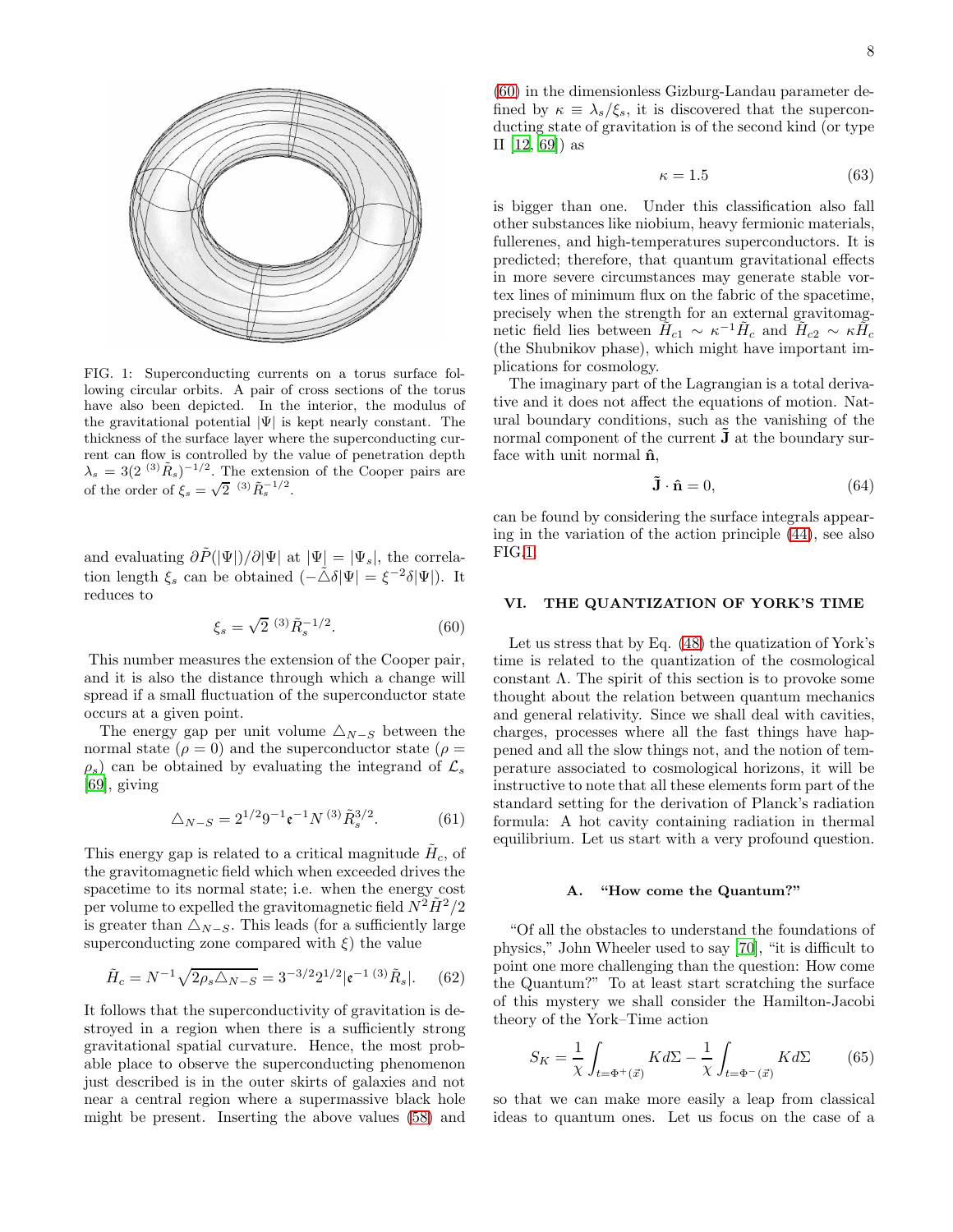FIG. 1: Superconducting currents on a torus surface following circular orbits. A pair of cross sections of the torus have also been depicted. In the interior, the modulus of the gravitational potential $|\Psi|$ is kept nearly constant. The thickness of the surface layer where the superconducting current can flow is controlled by the value of penetration depth $\lambda_s = 3(2\ {}^{(3)}\tilde{R}_s)^{-1/2}$. The extension of the Cooper pairs are of the order of $\xi_s = \sqrt{2}\ {}^{(3)}\tilde{R}_s^{-1/2}$.

and evaluating $\partial\tilde{P}(|\Psi|)/\partial|\Psi|$ at $|\Psi| = |\Psi_s|$, the correlation length $\xi_s$ can be obtained ($-\tilde{\triangle}\delta|\Psi| = \xi^{-2}\delta|\Psi|$). It reduces to

$$\xi_s = \sqrt{2}\ {}^{(3)}\tilde{R}_s^{-1/2}. \tag{60}$$

This number measures the extension of the Cooper pair, and it is also the distance through which a change will spread if a small fluctuation of the superconductor state occurs at a given point.

The energy gap per unit volume $\triangle_{N-S}$ between the normal state ($\rho = 0$) and the superconductor state ($\rho = \rho_s$) can be obtained by evaluating the integrand of $\mathcal{L}_s$ [69], giving

$$\triangle_{N-S} = 2^{1/2}9^{-1}\mathfrak{e}^{-1}N\ {}^{(3)}\tilde{R}_s^{3/2}. \tag{61}$$

This energy gap is related to a critical magnitude $\tilde{H}_c$, of the gravitomagnetic field which when exceeded drives the spacetime to its normal state; i.e. when the energy cost per volume to expelled the gravitomagnetic field $N^2\tilde{H}^2/2$ is greater than $\triangle_{N-S}$. This leads (for a sufficiently large superconducting zone compared with $\xi$) the value

$$\tilde{H}_c = N^{-1}\sqrt{2\rho_s\triangle_{N-S}} = 3^{-3/2}2^{1/2}|\mathfrak{e}^{-1}\ {}^{(3)}\tilde{R}_s|. \tag{62}$$

It follows that the superconductivity of gravitation is destroyed in a region when there is a sufficiently strong gravitational spatial curvature. Hence, the most probable place to observe the superconducting phenomenon just described is in the outer skirts of galaxies and not near a central region where a supermassive black hole might be present. Inserting the above values (58) and (60) in the dimensionless Gizburg-Landau parameter defined by $\kappa \equiv \lambda_s/\xi_s$, it is discovered that the superconducting state of gravitation is of the second kind (or type II [12, 69]) as

$$\kappa = 1.5 \tag{63}$$

is bigger than one. Under this classification also fall other substances like niobium, heavy fermionic materials, fullerenes, and high-temperatures superconductors. It is predicted; therefore, that quantum gravitational effects in more severe circumstances may generate stable vortex lines of minimum flux on the fabric of the spacetime, precisely when the strength for an external gravitomagnetic field lies between $\tilde{H}_{c1} \sim \kappa^{-1}\tilde{H}_c$ and $\tilde{H}_{c2} \sim \kappa\tilde{H}_c$ (the Shubnikov phase), which might have important implications for cosmology.

The imaginary part of the Lagrangian is a total derivative and it does not affect the equations of motion. Natural boundary conditions, such as the vanishing of the normal component of the current $\tilde{\mathbf{J}}$ at the boundary surface with unit normal $\hat{\mathbf{n}}$,

$$\tilde{\mathbf{J}} \cdot \hat{\mathbf{n}} = 0, \tag{64}$$

can be found by considering the surface integrals appearing in the variation of the action principle (44), see also FIG.1.

## VI. THE QUANTIZATION OF YORK'S TIME

Let us stress that by Eq. (48) the quatization of York's time is related to the quantization of the cosmological constant $\Lambda$. The spirit of this section is to provoke some thought about the relation between quantum mechanics and general relativity. Since we shall deal with cavities, charges, processes where all the fast things have happened and all the slow things not, and the notion of temperature associated to cosmological horizons, it will be instructive to note that all these elements form part of the standard setting for the derivation of Planck's radiation formula: A hot cavity containing radiation in thermal equilibrium. Let us start with a very profound question.

### A. "How come the Quantum?"

"Of all the obstacles to understand the foundations of physics," John Wheeler used to say [70], "it is difficult to point one more challenging than the question: How come the Quantum?" To at least start scratching the surface of this mystery we shall consider the Hamilton-Jacobi theory of the York–Time action

$$S_K = \frac{1}{\chi}\int_{t=\Phi^+(\vec{x})} K d\Sigma - \frac{1}{\chi}\int_{t=\Phi^-(\vec{x})} K d\Sigma \tag{65}$$

so that we can make more easily a leap from classical ideas to quantum ones. Let us focus on the case of a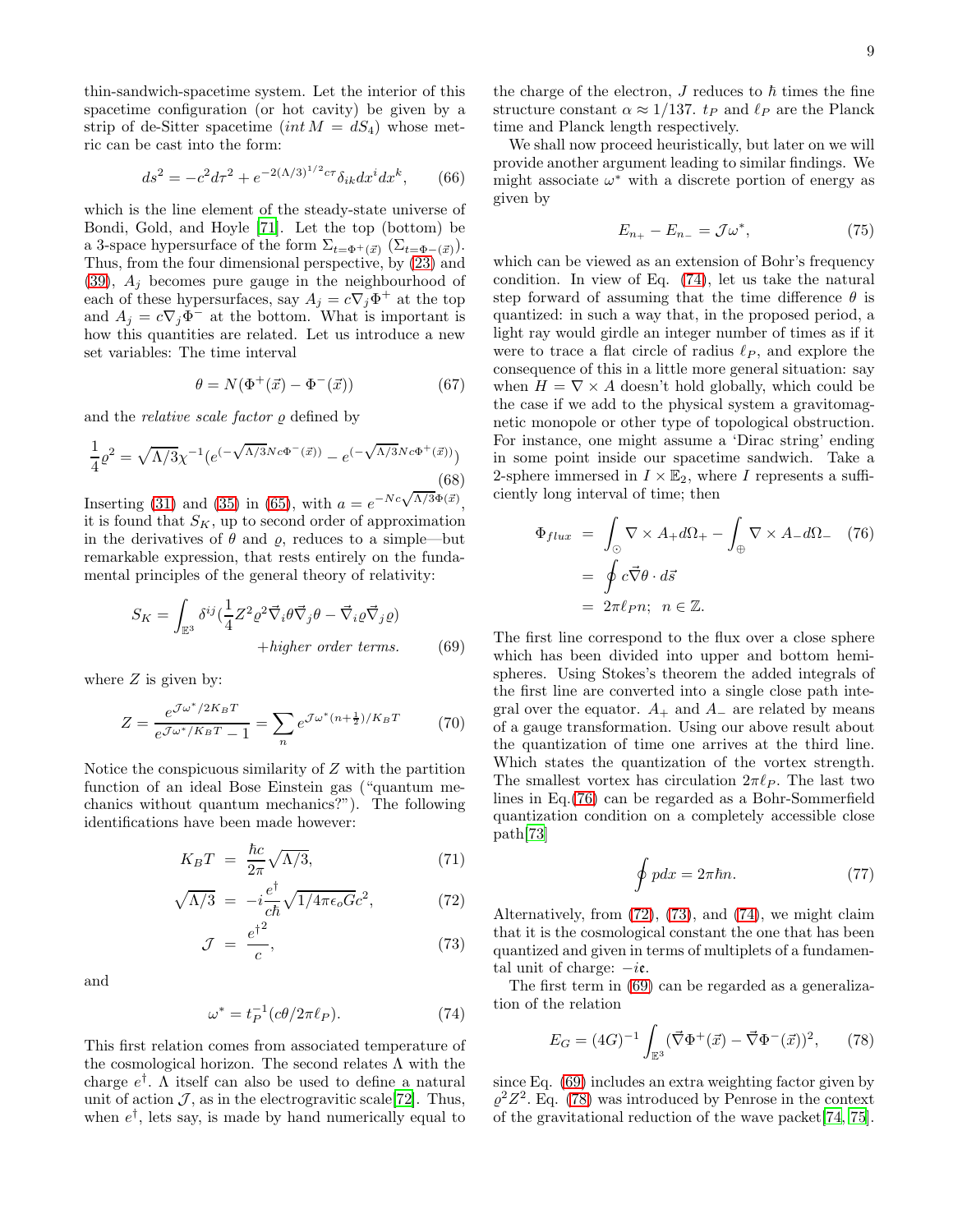thin-sandwich-spacetime system. Let the interior of this spacetime configuration (or hot cavity) be given by a strip of de-Sitter spacetime ($int\, M = dS_4$) whose metric can be cast into the form:

$$ds^2 = -c^2 d\tau^2 + e^{-2(\Lambda/3)^{1/2} c\tau}\delta_{ik}dx^i dx^k, \qquad (66)$$

which is the line element of the steady-state universe of Bondi, Gold, and Hoyle [71]. Let the top (bottom) be a 3-space hypersurface of the form $\Sigma_{t=\Phi^+(\vec{x})}$ ($\Sigma_{t=\Phi-(\vec{x})}$). Thus, from the four dimensional perspective, by (23) and (39), $A_j$ becomes pure gauge in the neighbourhood of each of these hypersurfaces, say $A_j = c\nabla_j\Phi^+$ at the top and $A_j = c\nabla_j\Phi^-$ at the bottom. What is important is how this quantities are related. Let us introduce a new set variables: The time interval

$$\theta = N(\Phi^+(\vec{x}) - \Phi^-(\vec{x})) \qquad (67)$$

and the *relative scale factor* $\varrho$ defined by

$$\frac{1}{4}\varrho^2 = \sqrt{\Lambda/3}\chi^{-1}(e^{(-\sqrt{\Lambda/3}Nc\Phi^-(\vec{x}))} - e^{(-\sqrt{\Lambda/3}Nc\Phi^+(\vec{x}))}) \qquad (68)$$

Inserting (31) and (35) in (65), with $a = e^{-Nc\sqrt{\Lambda/3}\Phi(\vec{x})}$, it is found that $S_K$, up to second order of approximation in the derivatives of $\theta$ and $\varrho$, reduces to a simple—but remarkable expression, that rests entirely on the fundamental principles of the general theory of relativity:

$$S_K = \int_{\mathbb{E}^3}\delta^{ij}(\frac{1}{4}Z^2\varrho^2\vec{\nabla}_i\theta\vec{\nabla}_j\theta - \vec{\nabla}_i\varrho\vec{\nabla}_j\varrho) + higher\ order\ terms. \qquad (69)$$

where $Z$ is given by:

$$Z = \frac{e^{\mathcal{J}\omega^*/2K_BT}}{e^{\mathcal{J}\omega^*/K_BT} - 1} = \sum_n e^{\mathcal{J}\omega^*(n+\frac{1}{2})/K_BT} \qquad (70)$$

Notice the conspicuous similarity of $Z$ with the partition function of an ideal Bose Einstein gas ("quantum mechanics without quantum mechanics?"). The following identifications have been made however:

$$K_BT = \frac{\hbar c}{2\pi}\sqrt{\Lambda/3}, \qquad (71)$$

$$\sqrt{\Lambda/3} = -i\frac{e^\dagger}{c\hbar}\sqrt{1/4\pi\epsilon_o G}c^2, \qquad (72)$$

$$\mathcal{J} = \frac{e^{\dagger 2}}{c}, \qquad (73)$$

and

$$\omega^* = t_P^{-1}(c\theta/2\pi\ell_P). \qquad (74)$$

This first relation comes from associated temperature of the cosmological horizon. The second relates $\Lambda$ with the charge $e^\dagger$. $\Lambda$ itself can also be used to define a natural unit of action $\mathcal{J}$, as in the electrogravitic scale[72]. Thus, when $e^\dagger$, lets say, is made by hand numerically equal to the charge of the electron, $J$ reduces to $\hbar$ times the fine structure constant $\alpha \approx 1/137$. $t_P$ and $\ell_P$ are the Planck time and Planck length respectively.

We shall now proceed heuristically, but later on we will provide another argument leading to similar findings. We might associate $\omega^*$ with a discrete portion of energy as given by

$$E_{n_+} - E_{n_-} = \mathcal{J}\omega^*, \qquad (75)$$

which can be viewed as an extension of Bohr's frequency condition. In view of Eq. (74), let us take the natural step forward of assuming that the time difference $\theta$ is quantized: in such a way that, in the proposed period, a light ray would girdle an integer number of times as if it were to trace a flat circle of radius $\ell_P$, and explore the consequence of this in a little more general situation: say when $H = \nabla \times A$ doesn't hold globally, which could be the case if we add to the physical system a gravitomagnetic monopole or other type of topological obstruction. For instance, one might assume a 'Dirac string' ending in some point inside our spacetime sandwich. Take a 2-sphere immersed in $I \times \mathbb{E}_2$, where $I$ represents a sufficiently long interval of time; then

$$\begin{aligned}
\Phi_{flux} &= \int_{\odot}\nabla\times A_+ d\Omega_+ - \int_{\oplus}\nabla\times A_- d\Omega_- \qquad (76)\\
&= \oint c\vec{\nabla}\theta\cdot d\vec{s}\\
&= 2\pi\ell_P n;\ \ n\in\mathbb{Z}.
\end{aligned}$$

The first line correspond to the flux over a close sphere which has been divided into upper and bottom hemispheres. Using Stokes's theorem the added integrals of the first line are converted into a single close path integral over the equator. $A_+$ and $A_-$ are related by means of a gauge transformation. Using our above result about the quantization of time one arrives at the third line. Which states the quantization of the vortex strength. The smallest vortex has circulation $2\pi\ell_P$. The last two lines in Eq.(76) can be regarded as a Bohr-Sommerfield quantization condition on a completely accessible close path[73]

$$\oint p dx = 2\pi\hbar n. \qquad (77)$$

Alternatively, from (72), (73), and (74), we might claim that it is the cosmological constant the one that has been quantized and given in terms of multiplets of a fundamental unit of charge: $-i\mathfrak{e}$.

The first term in (69) can be regarded as a generalization of the relation

$$E_G = (4G)^{-1}\int_{\mathbb{E}^3}(\vec{\nabla}\Phi^+(\vec{x}) - \vec{\nabla}\Phi^-(\vec{x}))^2, \qquad (78)$$

since Eq. (69) includes an extra weighting factor given by $\varrho^2 Z^2$. Eq. (78) was introduced by Penrose in the context of the gravitational reduction of the wave packet[74, 75].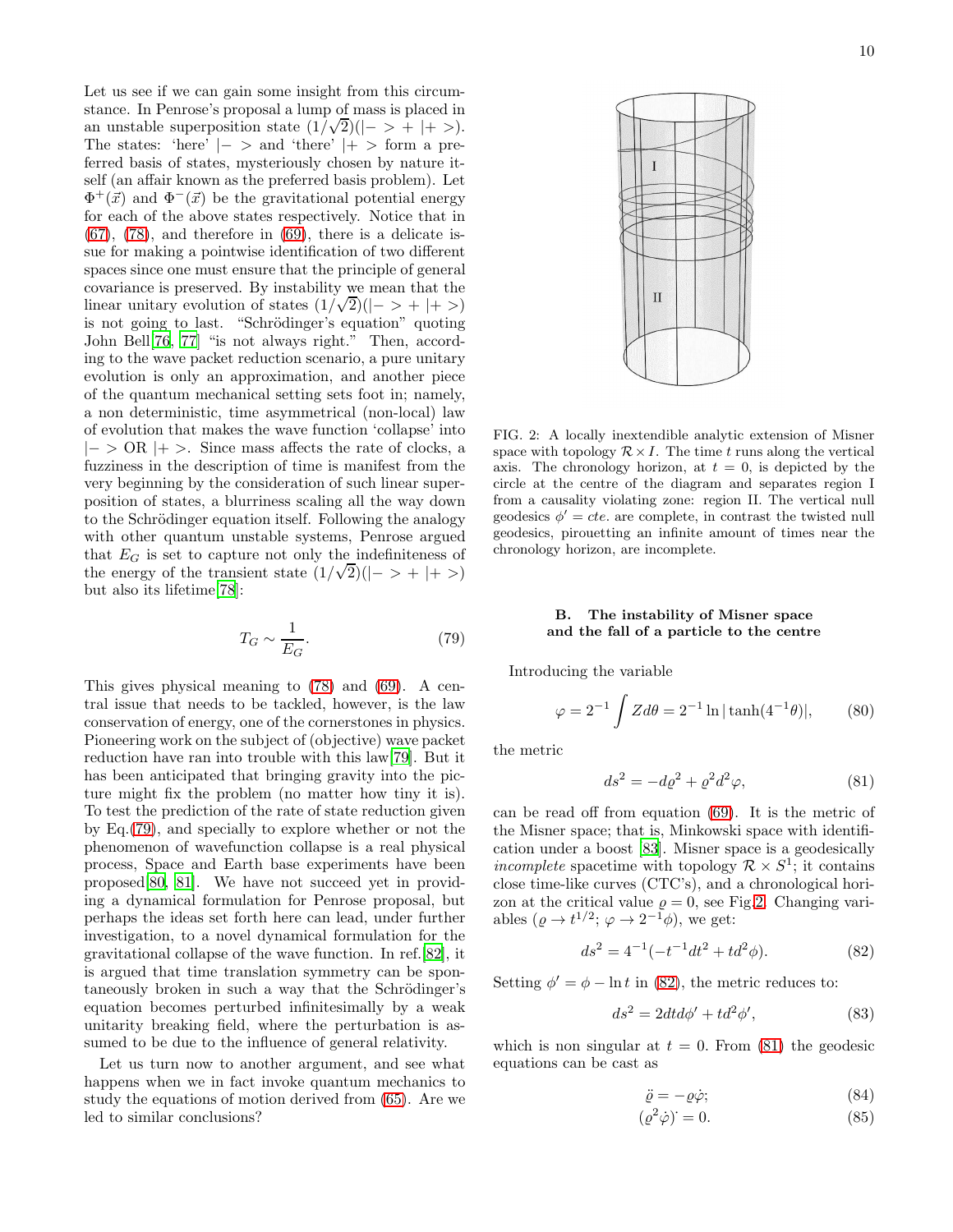Let us see if we can gain some insight from this circumstance. In Penrose's proposal a lump of mass is placed in an unstable superposition state $(1/\sqrt{2})(|- > + |+ >)$. The states: 'here' $|- >$ and 'there' $|+ >$ form a preferred basis of states, mysteriously chosen by nature itself (an affair known as the preferred basis problem). Let $\Phi^+(\vec{x})$ and $\Phi^-(\vec{x})$ be the gravitational potential energy for each of the above states respectively. Notice that in (67), (78), and therefore in (69), there is a delicate issue for making a pointwise identification of two different spaces since one must ensure that the principle of general covariance is preserved. By instability we mean that the linear unitary evolution of states $(1/\sqrt{2})(|- > + |+ >)$ is not going to last. "Schrödinger's equation" quoting John Bell[76, 77] "is not always right." Then, according to the wave packet reduction scenario, a pure unitary evolution is only an approximation, and another piece of the quantum mechanical setting sets foot in; namely, a non deterministic, time asymmetrical (non-local) law of evolution that makes the wave function 'collapse' into $|- >$ OR $|+ >$. Since mass affects the rate of clocks, a fuzziness in the description of time is manifest from the very beginning by the consideration of such linear superposition of states, a blurriness scaling all the way down to the Schrödinger equation itself. Following the analogy with other quantum unstable systems, Penrose argued that $E_G$ is set to capture not only the indefiniteness of the energy of the transient state $(1/\sqrt{2})(|- > + |+ >)$ but also its lifetime[78]:

$$T_G \sim \frac{1}{E_G}. \tag{79}$$

This gives physical meaning to (78) and (69). A central issue that needs to be tackled, however, is the law conservation of energy, one of the cornerstones in physics. Pioneering work on the subject of (objective) wave packet reduction have ran into trouble with this law[79]. But it has been anticipated that bringing gravity into the picture might fix the problem (no matter how tiny it is). To test the prediction of the rate of state reduction given by Eq.(79), and specially to explore whether or not the phenomenon of wavefunction collapse is a real physical process, Space and Earth base experiments have been proposed[80, 81]. We have not succeed yet in providing a dynamical formulation for Penrose proposal, but perhaps the ideas set forth here can lead, under further investigation, to a novel dynamical formulation for the gravitational collapse of the wave function. In ref.[82], it is argued that time translation symmetry can be spontaneously broken in such a way that the Schrödinger's equation becomes perturbed infinitesimally by a weak unitarity breaking field, where the perturbation is assumed to be due to the influence of general relativity.

Let us turn now to another argument, and see what happens when we in fact invoke quantum mechanics to study the equations of motion derived from (65). Are we led to similar conclusions?

FIG. 2: A locally inextendible analytic extension of Misner space with topology $\mathcal{R} \times I$. The time $t$ runs along the vertical axis. The chronology horizon, at $t = 0$, is depicted by the circle at the centre of the diagram and separates region I from a causality violating zone: region II. The vertical null geodesics $\phi' = cte.$ are complete, in contrast the twisted null geodesics, pirouetting an infinite amount of times near the chronology horizon, are incomplete.

### B. The instability of Misner space and the fall of a particle to the centre

Introducing the variable

$$\varphi = 2^{-1} \int Z d\theta = 2^{-1} \ln |\tanh(4^{-1}\theta)|, \tag{80}$$

the metric

$$ds^2 = -d\varrho^2 + \varrho^2 d^2\varphi, \tag{81}$$

can be read off from equation (69). It is the metric of the Misner space; that is, Minkowski space with identification under a boost [83]. Misner space is a geodesically *incomplete* spacetime with topology $\mathcal{R} \times S^1$; it contains close time-like curves (CTC's), and a chronological horizon at the critical value $\varrho = 0$, see Fig.2. Changing variables ($\varrho \rightarrow t^{1/2}$; $\varphi \rightarrow 2^{-1}\phi$), we get:

$$ds^2 = 4^{-1}(-t^{-1}dt^2 + td^2\phi). \tag{82}$$

Setting $\phi' = \phi - \ln t$ in (82), the metric reduces to:

$$ds^2 = 2dtd\phi' + td^2\phi', \tag{83}$$

which is non singular at $t = 0$. From (81) the geodesic equations can be cast as

$$\ddot{\varrho} = -\varrho\dot{\varphi}; \tag{84}$$

$$(\varrho^2\dot{\varphi})^{\cdot} = 0. \tag{85}$$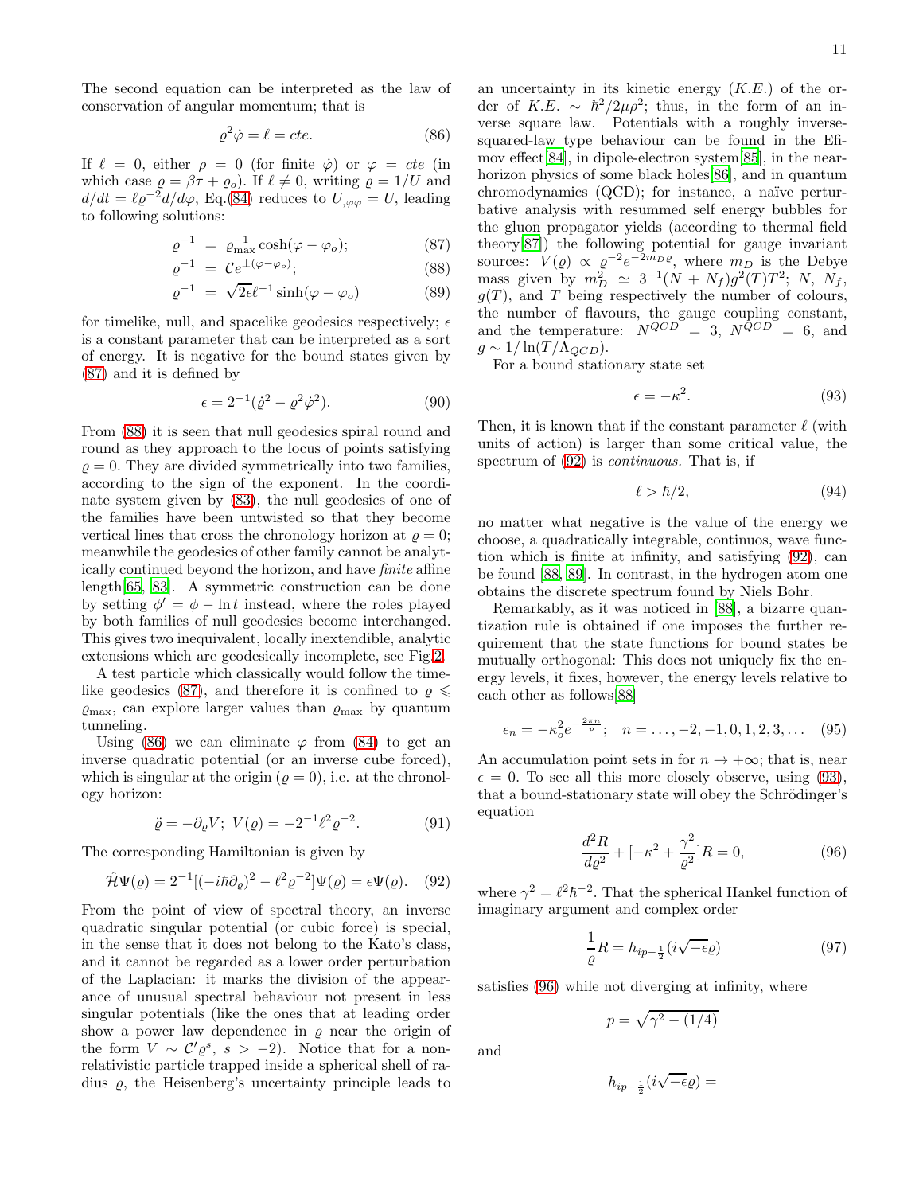The second equation can be interpreted as the law of conservation of angular momentum; that is

$$\varrho^2 \dot{\varphi} = \ell = cte. \tag{86}$$

If $\ell = 0$, either $\rho = 0$ (for finite $\dot{\varphi}$) or $\varphi = cte$ (in which case $\varrho = \beta\tau + \varrho_o$). If $\ell \neq 0$, writing $\varrho = 1/U$ and $d/dt = \ell\varrho^{-2}d/d\varphi$, Eq.(84) reduces to $U_{,\varphi\varphi} = U$, leading to following solutions:

$$\begin{aligned}
\varrho^{-1} &= \varrho_{\max}^{-1}\cosh(\varphi - \varphi_o); & (87)\\
\varrho^{-1} &= \mathcal{C}e^{\pm(\varphi-\varphi_o)}; & (88)\\
\varrho^{-1} &= \sqrt{2\epsilon}\,\ell^{-1}\sinh(\varphi - \varphi_o) & (89)
\end{aligned}$$

for timelike, null, and spacelike geodesics respectively; $\epsilon$ is a constant parameter that can be interpreted as a sort of energy. It is negative for the bound states given by (87) and it is defined by

$$\epsilon = 2^{-1}(\dot{\varrho}^2 - \varrho^2\dot{\varphi}^2). \tag{90}$$

From (88) it is seen that null geodesics spiral round and round as they approach to the locus of points satisfying $\varrho = 0$. They are divided symmetrically into two families, according to the sign of the exponent. In the coordinate system given by (83), the null geodesics of one of the families have been untwisted so that they become vertical lines that cross the chronology horizon at $\varrho = 0$; meanwhile the geodesics of other family cannot be analytically continued beyond the horizon, and have *finite* affine length[65, 83]. A symmetric construction can be done by setting $\phi' = \phi - \ln t$ instead, where the roles played by both families of null geodesics become interchanged. This gives two inequivalent, locally inextendible, analytic extensions which are geodesically incomplete, see Fig.2.

A test particle which classically would follow the timelike geodesics (87), and therefore it is confined to $\varrho \leqslant \varrho_{\max}$, can explore larger values than $\varrho_{\max}$ by quantum tunneling.

Using (86) we can eliminate $\varphi$ from (84) to get an inverse quadratic potential (or an inverse cube forced), which is singular at the origin ($\varrho = 0$), i.e. at the chronology horizon:

$$\ddot{\varrho} = -\partial_\varrho V;\ V(\varrho) = -2^{-1}\ell^2\varrho^{-2}. \tag{91}$$

The corresponding Hamiltonian is given by

$$\hat{\mathcal{H}}\Psi(\varrho) = 2^{-1}[(-i\hbar\partial_\varrho)^2 - \ell^2\varrho^{-2}]\Psi(\varrho) = \epsilon\Psi(\varrho). \tag{92}$$

From the point of view of spectral theory, an inverse quadratic singular potential (or cubic force) is special, in the sense that it does not belong to the Kato's class, and it cannot be regarded as a lower order perturbation of the Laplacian: it marks the division of the appearance of unusual spectral behaviour not present in less singular potentials (like the ones that at leading order show a power law dependence in $\varrho$ near the origin of the form $V \sim \mathcal{C}'\varrho^s$, $s > -2$). Notice that for a non-relativistic particle trapped inside a spherical shell of radius $\varrho$, the Heisenberg's uncertainty principle leads to an uncertainty in its kinetic energy ($K.E.$) of the order of $K.E. \sim \hbar^2/2\mu\rho^2$; thus, in the form of an inverse square law. Potentials with a roughly inverse-squared-law type behaviour can be found in the Efimov effect[84], in dipole-electron system[85], in the near-horizon physics of some black holes[86], and in quantum chromodynamics (QCD); for instance, a naïve perturbative analysis with resummed self energy bubbles for the gluon propagator yields (according to thermal field theory[87]) the following potential for gauge invariant sources: $V(\varrho) \propto \varrho^{-2}e^{-2m_D\varrho}$, where $m_D$ is the Debye mass given by $m_D^2 \simeq 3^{-1}(N + N_f)g^2(T)T^2$; $N$, $N_f$, $g(T)$, and $T$ being respectively the number of colours, the number of flavours, the gauge coupling constant, and the temperature: $N^{QCD} = 3$, $N^{QCD} = 6$, and $g \sim 1/\ln(T/\Lambda_{QCD})$.

For a bound stationary state set

$$\epsilon = -\kappa^2. \tag{93}$$

Then, it is known that if the constant parameter $\ell$ (with units of action) is larger than some critical value, the spectrum of (92) is *continuous.* That is, if

$$\ell > \hbar/2, \tag{94}$$

no matter what negative is the value of the energy we choose, a quadratically integrable, continuos, wave function which is finite at infinity, and satisfying (92), can be found [88, 89]. In contrast, in the hydrogen atom one obtains the discrete spectrum found by Niels Bohr.

Remarkably, as it was noticed in [88], a bizarre quantization rule is obtained if one imposes the further requirement that the state functions for bound states be mutually orthogonal: This does not uniquely fix the energy levels, it fixes, however, the energy levels relative to each other as follows[88]

$$\epsilon_n = -\kappa_o^2 e^{-\frac{2\pi n}{p}};\quad n = \ldots, -2, -1, 0, 1, 2, 3, \ldots \tag{95}$$

An accumulation point sets in for $n \to +\infty$; that is, near $\epsilon = 0$. To see all this more closely observe, using (93), that a bound-stationary state will obey the Schrödinger's equation

$$\frac{d^2R}{d\varrho^2} + [-\kappa^2 + \frac{\gamma^2}{\varrho^2}]R = 0, \tag{96}$$

where $\gamma^2 = \ell^2\hbar^{-2}$. That the spherical Hankel function of imaginary argument and complex order

$$\frac{1}{\varrho}R = h_{ip-\frac{1}{2}}(i\sqrt{-\epsilon}\varrho) \tag{97}$$

satisfies (96) while not diverging at infinity, where

$$p = \sqrt{\gamma^2 - (1/4)}$$

and

$$h_{ip-\frac{1}{2}}(i\sqrt{-\epsilon}\varrho) =$$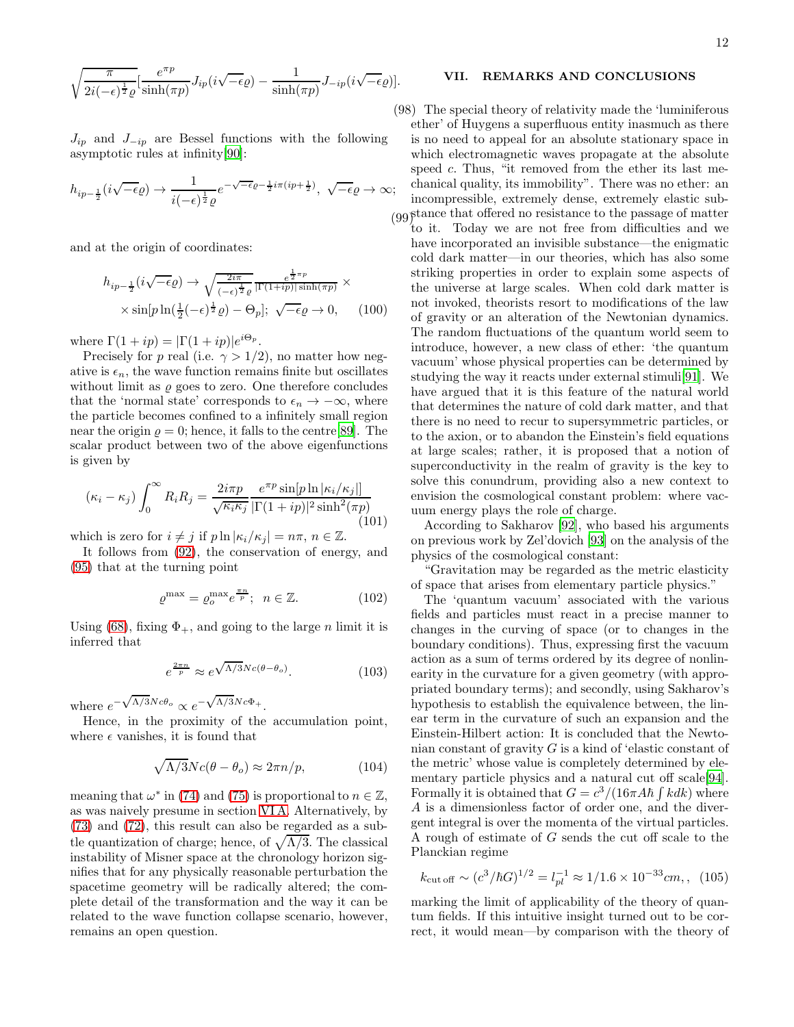$$\sqrt{\frac{\pi}{2i(-\epsilon)^{\frac{1}{2}}\varrho}}[\frac{e^{\pi p}}{\sinh(\pi p)}J_{ip}(i\sqrt{-\epsilon}\varrho) - \frac{1}{\sinh(\pi p)}J_{-ip}(i\sqrt{-\epsilon}\varrho)]. \quad (98)$$

$J_{ip}$ and $J_{-ip}$ are Bessel functions with the following asymptotic rules at infinity[90]:

$$h_{ip-\frac{1}{2}}(i\sqrt{-\epsilon}\varrho) \rightarrow \frac{1}{i(-\epsilon)^{\frac{1}{2}}\varrho}e^{-\sqrt{-\epsilon}\varrho - \frac{1}{2}i\pi(ip+\frac{1}{2})},\ \sqrt{-\epsilon}\varrho \rightarrow \infty; \quad (99)$$

and at the origin of coordinates:

$$h_{ip-\frac{1}{2}}(i\sqrt{-\epsilon}\varrho) \rightarrow \sqrt{\frac{2i\pi}{(-\epsilon)^{\frac{1}{2}}\varrho}}\frac{e^{\frac{1}{2}\pi p}}{|\Gamma(1+ip)|\sinh(\pi p)} \times$$
$$\times \sin[p\ln(\tfrac{1}{2}(-\epsilon)^{\frac{1}{2}}\varrho) - \Theta_p];\ \sqrt{-\epsilon}\varrho \rightarrow 0, \quad (100)$$

where $\Gamma(1+ip) = |\Gamma(1+ip)|e^{i\Theta_p}$.

Precisely for $p$ real (i.e. $\gamma > 1/2$), no matter how negative is $\epsilon_n$, the wave function remains finite but oscillates without limit as $\varrho$ goes to zero. One therefore concludes that the 'normal state' corresponds to $\epsilon_n \rightarrow -\infty$, where the particle becomes confined to a infinitely small region near the origin $\varrho = 0$; hence, it falls to the centre[89]. The scalar product between two of the above eigenfunctions is given by

$$(\kappa_i - \kappa_j)\int_0^\infty R_i R_j = \frac{2i\pi p}{\sqrt{\kappa_i\kappa_j}}\frac{e^{\pi p}\sin[p\ln|\kappa_i/\kappa_j|]}{|\Gamma(1+ip)|^2\sinh^2(\pi p)} \quad (101)$$

which is zero for $i \neq j$ if $p\ln|\kappa_i/\kappa_j| = n\pi$, $n \in \mathbb{Z}$.

It follows from (92), the conservation of energy, and (95) that at the turning point

$$\varrho^{\max} = \varrho_o^{\max}e^{\frac{\pi n}{p}};\ \ n \in \mathbb{Z}. \quad (102)$$

Using (68), fixing $\Phi_+$, and going to the large $n$ limit it is inferred that

$$e^{\frac{2\pi n}{p}} \approx e^{\sqrt{\Lambda/3}Nc(\theta-\theta_o)}. \quad (103)$$

where $e^{-\sqrt{\Lambda/3}Nc\theta_o} \propto e^{-\sqrt{\Lambda/3}Nc\Phi_+}$.

Hence, in the proximity of the accumulation point, where $\epsilon$ vanishes, it is found that

$$\sqrt{\Lambda/3}Nc(\theta-\theta_o) \approx 2\pi n/p, \quad (104)$$

meaning that $\omega^*$ in (74) and (75) is proportional to $n \in \mathbb{Z}$, as was naively presume in section VI A. Alternatively, by (73) and (72), this result can also be regarded as a subtle quantization of charge; hence, of $\sqrt{\Lambda/3}$. The classical instability of Misner space at the chronology horizon signifies that for any physically reasonable perturbation the spacetime geometry will be radically altered; the complete detail of the transformation and the way it can be related to the wave function collapse scenario, however, remains an open question.

## VII. REMARKS AND CONCLUSIONS

The special theory of relativity made the 'luminiferous ether' of Huygens a superfluous entity inasmuch as there is no need to appeal for an absolute stationary space in which electromagnetic waves propagate at the absolute speed $c$. Thus, "it removed from the ether its last mechanical quality, its immobility". There was no ether: an incompressible, extremely dense, extremely elastic substance that offered no resistance to the passage of matter to it. Today we are not free from difficulties and we have incorporated an invisible substance—the enigmatic cold dark matter—in our theories, which has also some striking properties in order to explain some aspects of the universe at large scales. When cold dark matter is not invoked, theorists resort to modifications of the law of gravity or an alteration of the Newtonian dynamics. The random fluctuations of the quantum world seem to introduce, however, a new class of ether: 'the quantum vacuum' whose physical properties can be determined by studying the way it reacts under external stimuli[91]. We have argued that it is this feature of the natural world that determines the nature of cold dark matter, and that there is no need to recur to supersymmetric particles, or to the axion, or to abandon the Einstein's field equations at large scales; rather, it is proposed that a notion of superconductivity in the realm of gravity is the key to solve this conundrum, providing also a new context to envision the cosmological constant problem: where vacuum energy plays the role of charge.

According to Sakharov [92], who based his arguments on previous work by Zel'dovich [93] on the analysis of the physics of the cosmological constant:

"Gravitation may be regarded as the metric elasticity of space that arises from elementary particle physics."

The 'quantum vacuum' associated with the various fields and particles must react in a precise manner to changes in the curving of space (or to changes in the boundary conditions). Thus, expressing first the vacuum action as a sum of terms ordered by its degree of nonlinearity in the curvature for a given geometry (with appropriated boundary terms); and secondly, using Sakharov's hypothesis to establish the equivalence between, the linear term in the curvature of such an expansion and the Einstein-Hilbert action: It is concluded that the Newtonian constant of gravity $G$ is a kind of 'elastic constant of the metric' whose value is completely determined by elementary particle physics and a natural cut off scale[94]. Formally it is obtained that $G = c^3/(16\pi A\hbar\int kdk)$ where $A$ is a dimensionless factor of order one, and the divergent integral is over the momenta of the virtual particles. A rough of estimate of $G$ sends the cut off scale to the Planckian regime

$$k_{\text{cut off}} \sim (c^3/\hbar G)^{1/2} = l_{pl}^{-1} \approx 1/1.6 \times 10^{-33}cm,, \quad (105)$$

marking the limit of applicability of the theory of quantum fields. If this intuitive insight turned out to be correct, it would mean—by comparison with the theory of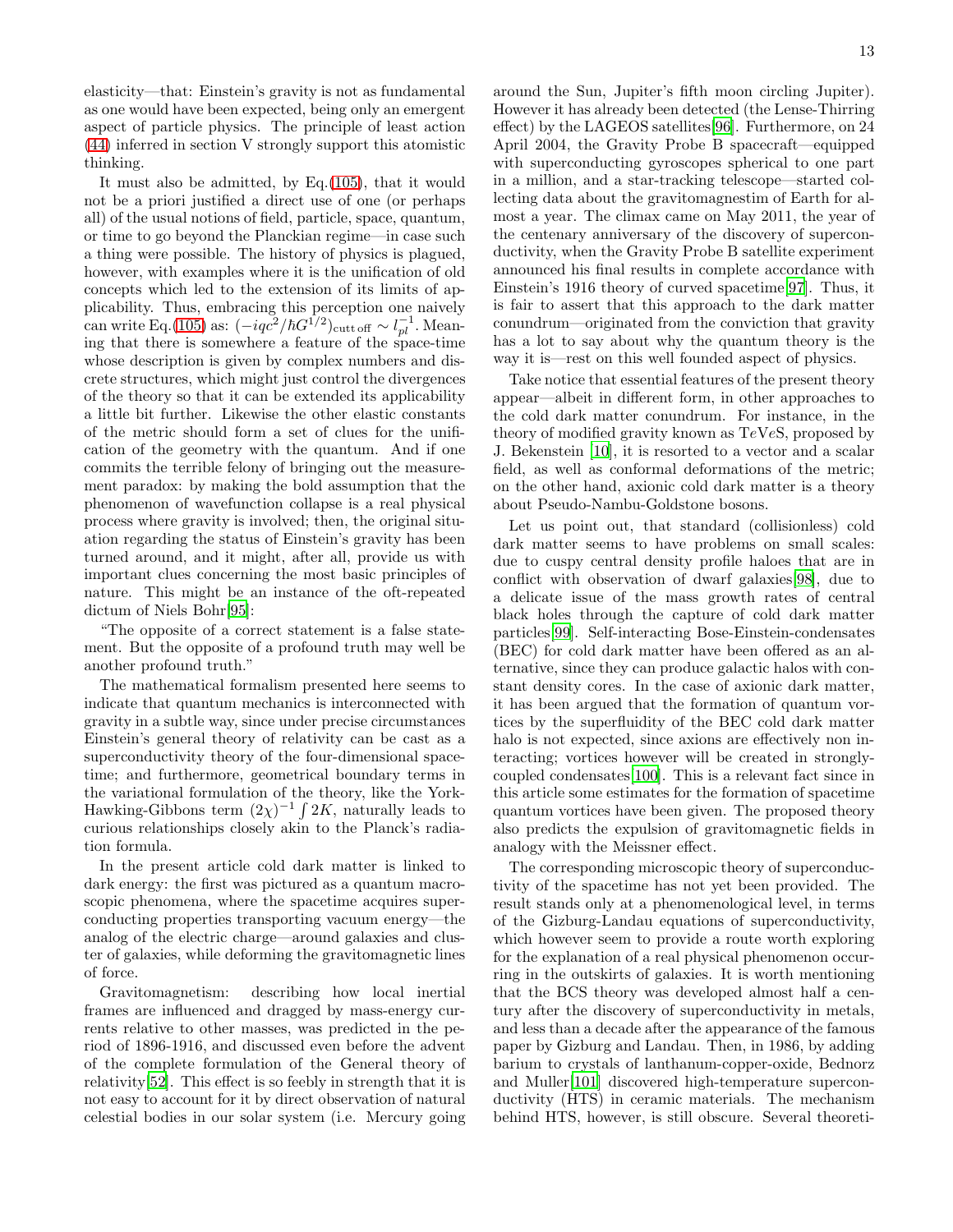elasticity—that: Einstein's gravity is not as fundamental as one would have been expected, being only an emergent aspect of particle physics. The principle of least action (44) inferred in section V strongly support this atomistic thinking.

It must also be admitted, by Eq.(105), that it would not be a priori justified a direct use of one (or perhaps all) of the usual notions of field, particle, space, quantum, or time to go beyond the Planckian regime—in case such a thing were possible. The history of physics is plagued, however, with examples where it is the unification of old concepts which led to the extension of its limits of applicability. Thus, embracing this perception one naively can write Eq.(105) as: $(-iqc^2/\hbar G^{1/2})_{\text{cutt off}} \sim l_{pl}^{-1}$. Meaning that there is somewhere a feature of the space-time whose description is given by complex numbers and discrete structures, which might just control the divergences of the theory so that it can be extended its applicability a little bit further. Likewise the other elastic constants of the metric should form a set of clues for the unification of the geometry with the quantum. And if one commits the terrible felony of bringing out the measurement paradox: by making the bold assumption that the phenomenon of wavefunction collapse is a real physical process where gravity is involved; then, the original situation regarding the status of Einstein's gravity has been turned around, and it might, after all, provide us with important clues concerning the most basic principles of nature. This might be an instance of the oft-repeated dictum of Niels Bohr[95]:

"The opposite of a correct statement is a false statement. But the opposite of a profound truth may well be another profound truth."

The mathematical formalism presented here seems to indicate that quantum mechanics is interconnected with gravity in a subtle way, since under precise circumstances Einstein's general theory of relativity can be cast as a superconductivity theory of the four-dimensional spacetime; and furthermore, geometrical boundary terms in the variational formulation of the theory, like the York-Hawking-Gibbons term $(2\chi)^{-1}\int 2K$, naturally leads to curious relationships closely akin to the Planck's radiation formula.

In the present article cold dark matter is linked to dark energy: the first was pictured as a quantum macroscopic phenomena, where the spacetime acquires superconducting properties transporting vacuum energy—the analog of the electric charge—around galaxies and cluster of galaxies, while deforming the gravitomagnetic lines of force.

Gravitomagnetism: describing how local inertial frames are influenced and dragged by mass-energy currents relative to other masses, was predicted in the period of 1896-1916, and discussed even before the advent of the complete formulation of the General theory of relativity[52]. This effect is so feebly in strength that it is not easy to account for it by direct observation of natural celestial bodies in our solar system (i.e. Mercury going around the Sun, Jupiter's fifth moon circling Jupiter). However it has already been detected (the Lense-Thirring effect) by the LAGEOS satellites[96]. Furthermore, on 24 April 2004, the Gravity Probe B spacecraft—equipped with superconducting gyroscopes spherical to one part in a million, and a star-tracking telescope—started collecting data about the gravitomagnestim of Earth for almost a year. The climax came on May 2011, the year of the centenary anniversary of the discovery of superconductivity, when the Gravity Probe B satellite experiment announced his final results in complete accordance with Einstein's 1916 theory of curved spacetime[97]. Thus, it is fair to assert that this approach to the dark matter conundrum—originated from the conviction that gravity has a lot to say about why the quantum theory is the way it is—rest on this well founded aspect of physics.

Take notice that essential features of the present theory appear—albeit in different form, in other approaches to the cold dark matter conundrum. For instance, in the theory of modified gravity known as $TeVeS$, proposed by J. Bekenstein [10], it is resorted to a vector and a scalar field, as well as conformal deformations of the metric; on the other hand, axionic cold dark matter is a theory about Pseudo-Nambu-Goldstone bosons.

Let us point out, that standard (collisionless) cold dark matter seems to have problems on small scales: due to cuspy central density profile haloes that are in conflict with observation of dwarf galaxies[98], due to a delicate issue of the mass growth rates of central black holes through the capture of cold dark matter particles[99]. Self-interacting Bose-Einstein-condensates (BEC) for cold dark matter have been offered as an alternative, since they can produce galactic halos with constant density cores. In the case of axionic dark matter, it has been argued that the formation of quantum vortices by the superfluidity of the BEC cold dark matter halo is not expected, since axions are effectively non interacting; vortices however will be created in strongly-coupled condensates[100]. This is a relevant fact since in this article some estimates for the formation of spacetime quantum vortices have been given. The proposed theory also predicts the expulsion of gravitomagnetic fields in analogy with the Meissner effect.

The corresponding microscopic theory of superconductivity of the spacetime has not yet been provided. The result stands only at a phenomenological level, in terms of the Gizburg-Landau equations of superconductivity, which however seem to provide a route worth exploring for the explanation of a real physical phenomenon occurring in the outskirts of galaxies. It is worth mentioning that the BCS theory was developed almost half a century after the discovery of superconductivity in metals, and less than a decade after the appearance of the famous paper by Gizburg and Landau. Then, in 1986, by adding barium to crystals of lanthanum-copper-oxide, Bednorz and Muller[101] discovered high-temperature superconductivity (HTS) in ceramic materials. The mechanism behind HTS, however, is still obscure. Several theoreti-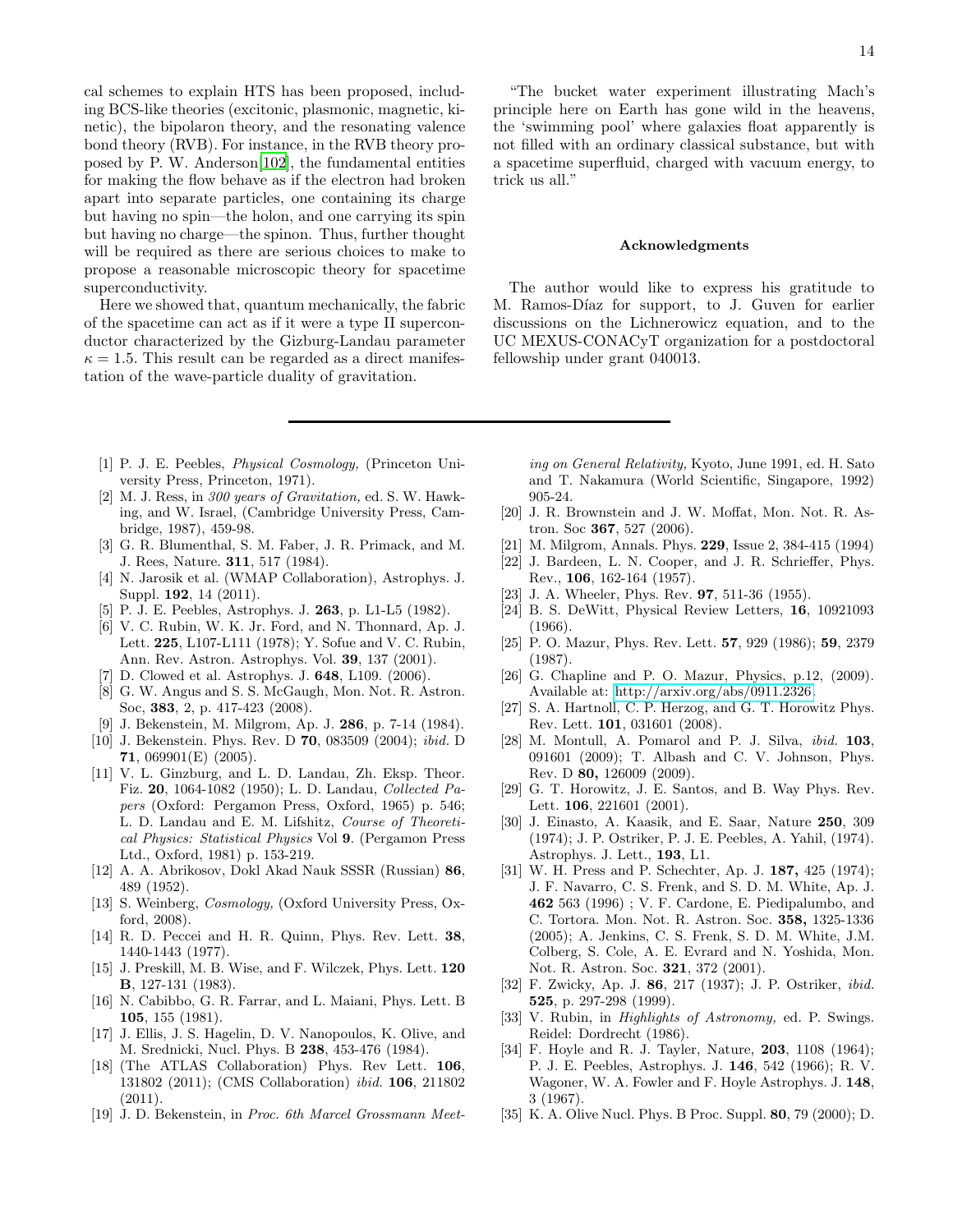cal schemes to explain HTS has been proposed, including BCS-like theories (excitonic, plasmonic, magnetic, kinetic), the bipolaron theory, and the resonating valence bond theory (RVB). For instance, in the RVB theory proposed by P. W. Anderson[102], the fundamental entities for making the flow behave as if the electron had broken apart into separate particles, one containing its charge but having no spin—the holon, and one carrying its spin but having no charge—the spinon. Thus, further thought will be required as there are serious choices to make to propose a reasonable microscopic theory for spacetime superconductivity.

Here we showed that, quantum mechanically, the fabric of the spacetime can act as if it were a type II superconductor characterized by the Gizburg-Landau parameter $\kappa = 1.5$. This result can be regarded as a direct manifestation of the wave-particle duality of gravitation.

"The bucket water experiment illustrating Mach's principle here on Earth has gone wild in the heavens, the 'swimming pool' where galaxies float apparently is not filled with an ordinary classical substance, but with a spacetime superfluid, charged with vacuum energy, to trick us all."

### Acknowledgments

The author would like to express his gratitude to M. Ramos-Díaz for support, to J. Guven for earlier discussions on the Lichnerowicz equation, and to the UC MEXUS-CONACyT organization for a postdoctoral fellowship under grant 040013.

---

[1] P. J. E. Peebles, *Physical Cosmology,* (Princeton University Press, Princeton, 1971).

[2] M. J. Ress, in *300 years of Gravitation,* ed. S. W. Hawking, and W. Israel, (Cambridge University Press, Cambridge, 1987), 459-98.

[3] G. R. Blumenthal, S. M. Faber, J. R. Primack, and M. J. Rees, Nature. **311**, 517 (1984).

[4] N. Jarosik et al. (WMAP Collaboration), Astrophys. J. Suppl. **192**, 14 (2011).

[5] P. J. E. Peebles, Astrophys. J. **263**, p. L1-L5 (1982).

[6] V. C. Rubin, W. K. Jr. Ford, and N. Thonnard, Ap. J. Lett. **225**, L107-L111 (1978); Y. Sofue and V. C. Rubin, Ann. Rev. Astron. Astrophys. Vol. **39**, 137 (2001).

[7] D. Clowed et al. Astrophys. J. **648**, L109. (2006).

[8] G. W. Angus and S. S. McGaugh, Mon. Not. R. Astron. Soc, **383**, 2, p. 417-423 (2008).

[9] J. Bekenstein, M. Milgrom, Ap. J. **286**, p. 7-14 (1984).

[10] J. Bekenstein. Phys. Rev. D **70**, 083509 (2004); *ibid.* D **71**, 069901(E) (2005).

[11] V. L. Ginzburg, and L. D. Landau, Zh. Eksp. Theor. Fiz. **20**, 1064-1082 (1950); L. D. Landau, *Collected Papers* (Oxford: Pergamon Press, Oxford, 1965) p. 546; L. D. Landau and E. M. Lifshitz, *Course of Theoretical Physics: Statistical Physics* Vol **9**. (Pergamon Press Ltd., Oxford, 1981) p. 153-219.

[12] A. A. Abrikosov, Dokl Akad Nauk SSSR (Russian) **86**, 489 (1952).

[13] S. Weinberg, *Cosmology,* (Oxford University Press, Oxford, 2008).

[14] R. D. Peccei and H. R. Quinn, Phys. Rev. Lett. **38**, 1440-1443 (1977).

[15] J. Preskill, M. B. Wise, and F. Wilczek, Phys. Lett. **120 B**, 127-131 (1983).

[16] N. Cabibbo, G. R. Farrar, and L. Maiani, Phys. Lett. B **105**, 155 (1981).

[17] J. Ellis, J. S. Hagelin, D. V. Nanopoulos, K. Olive, and M. Srednicki, Nucl. Phys. B **238**, 453-476 (1984).

[18] (The ATLAS Collaboration) Phys. Rev Lett. **106**, 131802 (2011); (CMS Collaboration) *ibid.* **106**, 211802 (2011).

[19] J. D. Bekenstein, in *Proc. 6th Marcel Grossmann Meeting on General Relativity,* Kyoto, June 1991, ed. H. Sato and T. Nakamura (World Scientific, Singapore, 1992) 905-24.

[20] J. R. Brownstein and J. W. Moffat, Mon. Not. R. Astron. Soc **367**, 527 (2006).

[21] M. Milgrom, Annals. Phys. **229**, Issue 2, 384-415 (1994)

[22] J. Bardeen, L. N. Cooper, and J. R. Schrieffer, Phys. Rev., **106**, 162-164 (1957).

[23] J. A. Wheeler, Phys. Rev. **97**, 511-36 (1955).

[24] B. S. DeWitt, Physical Review Letters, **16**, 10921093 (1966).

[25] P. O. Mazur, Phys. Rev. Lett. **57**, 929 (1986); **59**, 2379 (1987).

[26] G. Chapline and P. O. Mazur, Physics, p.12, (2009). Available at: http://arxiv.org/abs/0911.2326.

[27] S. A. Hartnoll, C. P. Herzog, and G. T. Horowitz Phys. Rev. Lett. **101**, 031601 (2008).

[28] M. Montull, A. Pomarol and P. J. Silva, *ibid.* **103**, 091601 (2009); T. Albash and C. V. Johnson, Phys. Rev. D **80,** 126009 (2009).

[29] G. T. Horowitz, J. E. Santos, and B. Way Phys. Rev. Lett. **106**, 221601 (2001).

[30] J. Einasto, A. Kaasik, and E. Saar, Nature **250**, 309 (1974); J. P. Ostriker, P. J. E. Peebles, A. Yahil, (1974). Astrophys. J. Lett., **193**, L1.

[31] W. H. Press and P. Schechter, Ap. J. **187,** 425 (1974); J. F. Navarro, C. S. Frenk, and S. D. M. White, Ap. J. **462** 563 (1996) ; V. F. Cardone, E. Piedipalumbo, and C. Tortora. Mon. Not. R. Astron. Soc. **358,** 1325-1336 (2005); A. Jenkins, C. S. Frenk, S. D. M. White, J.M. Colberg, S. Cole, A. E. Evrard and N. Yoshida, Mon. Not. R. Astron. Soc. **321**, 372 (2001).

[32] F. Zwicky, Ap. J. **86**, 217 (1937); J. P. Ostriker, *ibid.* **525**, p. 297-298 (1999).

[33] V. Rubin, in *Highlights of Astronomy,* ed. P. Swings. Reidel: Dordrecht (1986).

[34] F. Hoyle and R. J. Tayler, Nature, **203**, 1108 (1964); P. J. E. Peebles, Astrophys. J. **146**, 542 (1966); R. V. Wagoner, W. A. Fowler and F. Hoyle Astrophys. J. **148**, 3 (1967).

[35] K. A. Olive Nucl. Phys. B Proc. Suppl. **80**, 79 (2000); D.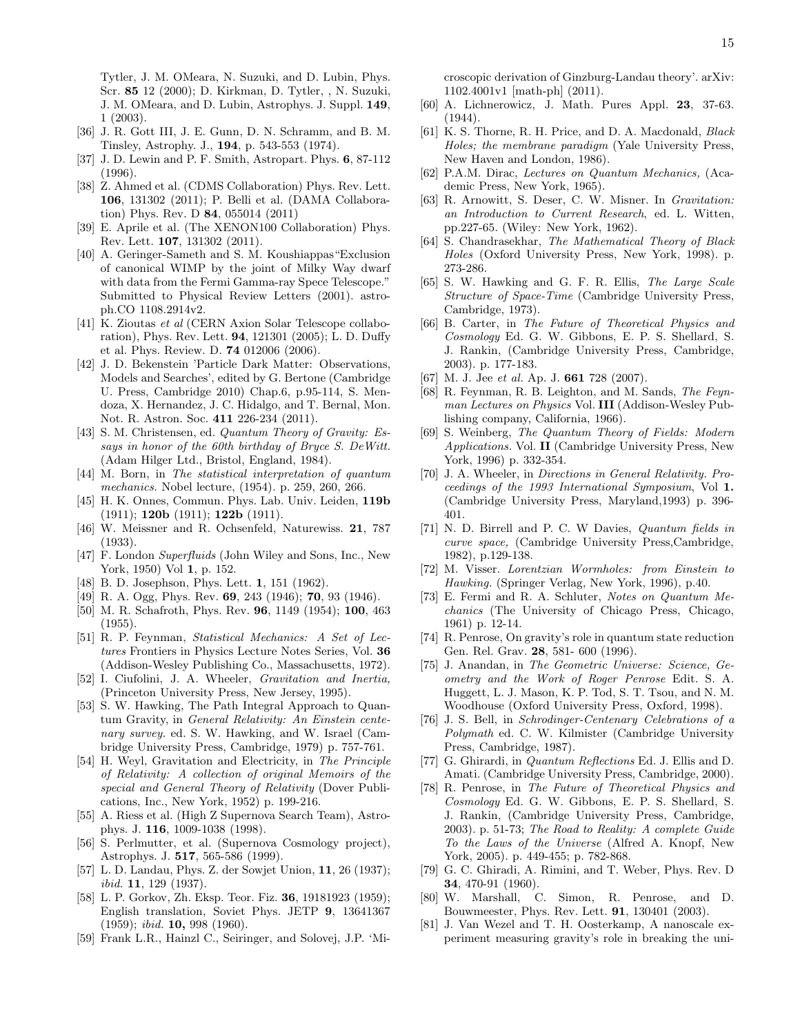Tytler, J. M. OMeara, N. Suzuki, and D. Lubin, Phys. Scr. **85** 12 (2000); D. Kirkman, D. Tytler, , N. Suzuki, J. M. OMeara, and D. Lubin, Astrophys. J. Suppl. **149**, 1 (2003).

[36] J. R. Gott III, J. E. Gunn, D. N. Schramm, and B. M. Tinsley, Astrophy. J., **194**, p. 543-553 (1974).

[37] J. D. Lewin and P. F. Smith, Astropart. Phys. **6**, 87-112 (1996).

[38] Z. Ahmed et al. (CDMS Collaboration) Phys. Rev. Lett. **106**, 131302 (2011); P. Belli et al. (DAMA Collaboration) Phys. Rev. D **84**, 055014 (2011)

[39] E. Aprile et al. (The XENON100 Collaboration) Phys. Rev. Lett. **107**, 131302 (2011).

[40] A. Geringer-Sameth and S. M. Koushiappas"Exclusion of canonical WIMP by the joint of Milky Way dwarf with data from the Fermi Gamma-ray Spece Telescope." Submitted to Physical Review Letters (2001). astro-ph.CO 1108.2914v2.

[41] K. Zioutas *et al* (CERN Axion Solar Telescope collaboration), Phys. Rev. Lett. **94**, 121301 (2005); L. D. Duffy et al. Phys. Review. D. **74** 012006 (2006).

[42] J. D. Bekenstein 'Particle Dark Matter: Observations, Models and Searches', edited by G. Bertone (Cambridge U. Press, Cambridge 2010) Chap.6, p.95-114, S. Mendoza, X. Hernandez, J. C. Hidalgo, and T. Bernal, Mon. Not. R. Astron. Soc. **411** 226-234 (2011).

[43] S. M. Christensen, ed. *Quantum Theory of Gravity: Essays in honor of the 60th birthday of Bryce S. DeWitt.* (Adam Hilger Ltd., Bristol, England, 1984).

[44] M. Born, in *The statistical interpretation of quantum mechanics.* Nobel lecture, (1954). p. 259, 260, 266.

[45] H. K. Onnes, Commun. Phys. Lab. Univ. Leiden, **119b** (1911); **120b** (1911); **122b** (1911).

[46] W. Meissner and R. Ochsenfeld, Naturewiss. **21**, 787 (1933).

[47] F. London *Superfluids* (John Wiley and Sons, Inc., New York, 1950) Vol **1**, p. 152.

[48] B. D. Josephson, Phys. Lett. **1**, 151 (1962).

[49] R. A. Ogg, Phys. Rev. **69**, 243 (1946); **70**, 93 (1946).

[50] M. R. Schafroth, Phys. Rev. **96**, 1149 (1954); **100**, 463 (1955).

[51] R. P. Feynman, *Statistical Mechanics: A Set of Lectures* Frontiers in Physics Lecture Notes Series, Vol. **36** (Addison-Wesley Publishing Co., Massachusetts, 1972).

[52] I. Ciufolini, J. A. Wheeler, *Gravitation and Inertia,* (Princeton University Press, New Jersey, 1995).

[53] S. W. Hawking, The Path Integral Approach to Quantum Gravity, in *General Relativity: An Einstein centenary survey.* ed. S. W. Hawking, and W. Israel (Cambridge University Press, Cambridge, 1979) p. 757-761.

[54] H. Weyl, Gravitation and Electricity, in *The Principle of Relativity: A collection of original Memoirs of the special and General Theory of Relativity* (Dover Publications, Inc., New York, 1952) p. 199-216.

[55] A. Riess et al. (High Z Supernova Search Team), Astrophys. J. **116**, 1009-1038 (1998).

[56] S. Perlmutter, et al. (Supernova Cosmology project), Astrophys. J. **517**, 565-586 (1999).

[57] L. D. Landau, Phys. Z. der Sowjet Union, **11**, 26 (1937); *ibid.* **11**, 129 (1937).

[58] L. P. Gorkov, Zh. Eksp. Teor. Fiz. **36**, 19181923 (1959); English translation, Soviet Phys. JETP **9**, 13641367 (1959); *ibid.* **10,** 998 (1960).

[59] Frank L.R., Hainzl C., Seiringer, and Solovej, J.P. 'Microscopic derivation of Ginzburg-Landau theory'. arXiv: 1102.4001v1 [math-ph] (2011).

[60] A. Lichnerowicz, J. Math. Pures Appl. **23**, 37-63. (1944).

[61] K. S. Thorne, R. H. Price, and D. A. Macdonald, *Black Holes; the membrane paradigm* (Yale University Press, New Haven and London, 1986).

[62] P.A.M. Dirac, *Lectures on Quantum Mechanics,* (Academic Press, New York, 1965).

[63] R. Arnowitt, S. Deser, C. W. Misner. In *Gravitation: an Introduction to Current Research*, ed. L. Witten, pp.227-65. (Wiley: New York, 1962).

[64] S. Chandrasekhar, *The Mathematical Theory of Black Holes* (Oxford University Press, New York, 1998). p. 273-286.

[65] S. W. Hawking and G. F. R. Ellis, *The Large Scale Structure of Space-Time* (Cambridge University Press, Cambridge, 1973).

[66] B. Carter, in *The Future of Theoretical Physics and Cosmology* Ed. G. W. Gibbons, E. P. S. Shellard, S. J. Rankin, (Cambridge University Press, Cambridge, 2003). p. 177-183.

[67] M. J. Jee *et al.* Ap. J. **661** 728 (2007).

[68] R. Feynman, R. B. Leighton, and M. Sands, *The Feynman Lectures on Physics* Vol. **III** (Addison-Wesley Publishing company, California, 1966).

[69] S. Weinberg, *The Quantum Theory of Fields: Modern Applications.* Vol. **II** (Cambridge University Press, New York, 1996) p. 332-354.

[70] J. A. Wheeler, in *Directions in General Relativity. Proceedings of the 1993 International Symposium*, Vol **1.** (Cambridge University Press, Maryland,1993) p. 396-401.

[71] N. D. Birrell and P. C. W Davies, *Quantum fields in curve space,* (Cambridge University Press,Cambridge, 1982), p.129-138.

[72] M. Visser. *Lorentzian Wormholes: from Einstein to Hawking.* (Springer Verlag, New York, 1996), p.40.

[73] E. Fermi and R. A. Schluter, *Notes on Quantum Mechanics* (The University of Chicago Press, Chicago, 1961) p. 12-14.

[74] R. Penrose, On gravity's role in quantum state reduction Gen. Rel. Grav. **28**, 581- 600 (1996).

[75] J. Anandan, in *The Geometric Universe: Science, Geometry and the Work of Roger Penrose* Edit. S. A. Huggett, L. J. Mason, K. P. Tod, S. T. Tsou, and N. M. Woodhouse (Oxford University Press, Oxford, 1998).

[76] J. S. Bell, in *Schrodinger-Centenary Celebrations of a Polymath* ed. C. W. Kilmister (Cambridge University Press, Cambridge, 1987).

[77] G. Ghirardi, in *Quantum Reflections* Ed. J. Ellis and D. Amati. (Cambridge University Press, Cambridge, 2000).

[78] R. Penrose, in *The Future of Theoretical Physics and Cosmology* Ed. G. W. Gibbons, E. P. S. Shellard, S. J. Rankin, (Cambridge University Press, Cambridge, 2003). p. 51-73; *The Road to Reality: A complete Guide To the Laws of the Universe* (Alfred A. Knopf, New York, 2005). p. 449-455; p. 782-868.

[79] G. C. Ghiradi, A. Rimini, and T. Weber, Phys. Rev. D **34**, 470-91 (1960).

[80] W. Marshall, C. Simon, R. Penrose, and D. Bouwmeester, Phys. Rev. Lett. **91**, 130401 (2003).

[81] J. Van Wezel and T. H. Oosterkamp, A nanoscale experiment measuring gravity's role in breaking the uni-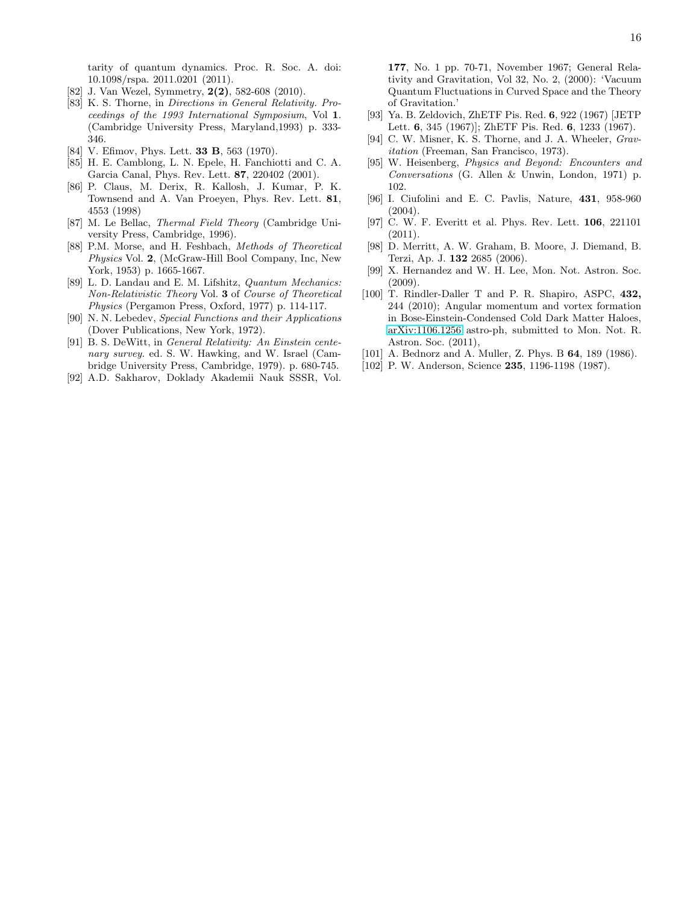tarity of quantum dynamics. Proc. R. Soc. A. doi: 10.1098/rspa. 2011.0201 (2011).

[82] J. Van Wezel, Symmetry, **2(2)**, 582-608 (2010).

[83] K. S. Thorne, in *Directions in General Relativity. Proceedings of the 1993 International Symposium*, Vol **1**. (Cambridge University Press, Maryland,1993) p. 333-346.

[84] V. Efimov, Phys. Lett. **33 B**, 563 (1970).

[85] H. E. Camblong, L. N. Epele, H. Fanchiotti and C. A. Garcia Canal, Phys. Rev. Lett. **87**, 220402 (2001).

[86] P. Claus, M. Derix, R. Kallosh, J. Kumar, P. K. Townsend and A. Van Proeyen, Phys. Rev. Lett. **81**, 4553 (1998)

[87] M. Le Bellac, *Thermal Field Theory* (Cambridge University Press, Cambridge, 1996).

[88] P.M. Morse, and H. Feshbach, *Methods of Theoretical Physics* Vol. **2**, (McGraw-Hill Bool Company, Inc, New York, 1953) p. 1665-1667.

[89] L. D. Landau and E. M. Lifshitz, *Quantum Mechanics: Non-Relativistic Theory* Vol. **3** of *Course of Theoretical Physics* (Pergamon Press, Oxford, 1977) p. 114-117.

[90] N. N. Lebedev, *Special Functions and their Applications* (Dover Publications, New York, 1972).

[91] B. S. DeWitt, in *General Relativity: An Einstein centenary survey.* ed. S. W. Hawking, and W. Israel (Cambridge University Press, Cambridge, 1979). p. 680-745.

[92] A.D. Sakharov, Doklady Akademii Nauk SSSR, Vol. **177**, No. 1 pp. 70-71, November 1967; General Relativity and Gravitation, Vol 32, No. 2, (2000): 'Vacuum Quantum Fluctuations in Curved Space and the Theory of Gravitation.'

[93] Ya. B. Zeldovich, ZhETF Pis. Red. **6**, 922 (1967) [JETP Lett. **6**, 345 (1967)]; ZhETF Pis. Red. **6**, 1233 (1967).

[94] C. W. Misner, K. S. Thorne, and J. A. Wheeler, *Gravitation* (Freeman, San Francisco, 1973).

[95] W. Heisenberg, *Physics and Beyond: Encounters and Conversations* (G. Allen & Unwin, London, 1971) p. 102.

[96] I. Ciufolini and E. C. Pavlis, Nature, **431**, 958-960 (2004).

[97] C. W. F. Everitt et al. Phys. Rev. Lett. **106**, 221101 (2011).

[98] D. Merritt, A. W. Graham, B. Moore, J. Diemand, B. Terzi, Ap. J. **132** 2685 (2006).

[99] X. Hernandez and W. H. Lee, Mon. Not. Astron. Soc. (2009).

[100] T. Rindler-Daller T and P. R. Shapiro, ASPC, **432,** 244 (2010); Angular momentum and vortex formation in Bose-Einstein-Condensed Cold Dark Matter Haloes, arXiv:1106.1256 astro-ph, submitted to Mon. Not. R. Astron. Soc. (2011),

[101] A. Bednorz and A. Muller, Z. Phys. B **64**, 189 (1986).

[102] P. W. Anderson, Science **235**, 1196-1198 (1987).